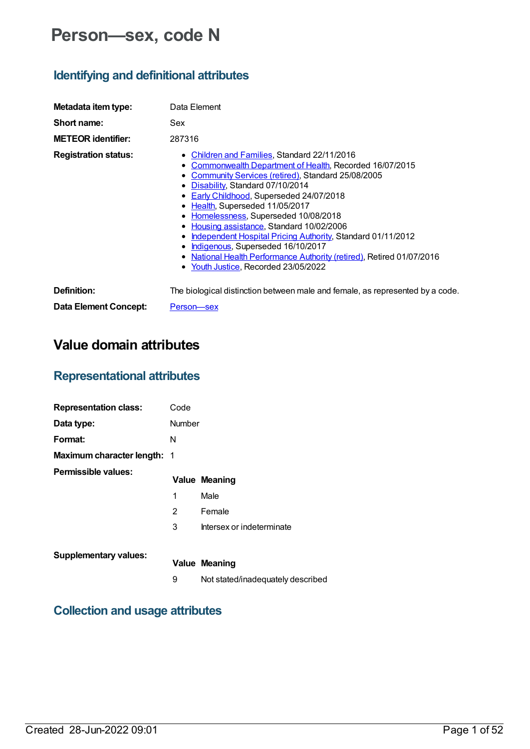# Person—sex, code N

## Identifying and definitional attributes

| | |
|---|---|
| **Metadata item type:** | Data Element |
| **Short name:** | Sex |
| **METEOR identifier:** | 287316 |
| **Registration status:** | • Children and Families, Standard 22/11/2016<br>• Commonwealth Department of Health, Recorded 16/07/2015<br>• Community Services (retired), Standard 25/08/2005<br>• Disability, Standard 07/10/2014<br>• Early Childhood, Superseded 24/07/2018<br>• Health, Superseded 11/05/2017<br>• Homelessness, Superseded 10/08/2018<br>• Housing assistance, Standard 10/02/2006<br>• Independent Hospital Pricing Authority, Standard 01/11/2012<br>• Indigenous, Superseded 16/10/2017<br>• National Health Performance Authority (retired), Retired 01/07/2016<br>• Youth Justice, Recorded 23/05/2022 |
| **Definition:** | The biological distinction between male and female, as represented by a code. |
| **Data Element Concept:** | Person—sex |

# Value domain attributes

## Representational attributes

| | |
|---|---|
| **Representation class:** | Code |
| **Data type:** | Number |
| **Format:** | N |
| **Maximum character length:** | 1 |

**Permissible values:**

| Value | Meaning |
|---|---|
| 1 | Male |
| 2 | Female |
| 3 | Intersex or indeterminate |

**Supplementary values:**

| Value | Meaning |
|---|---|
| 9 | Not stated/inadequately described |

## Collection and usage attributes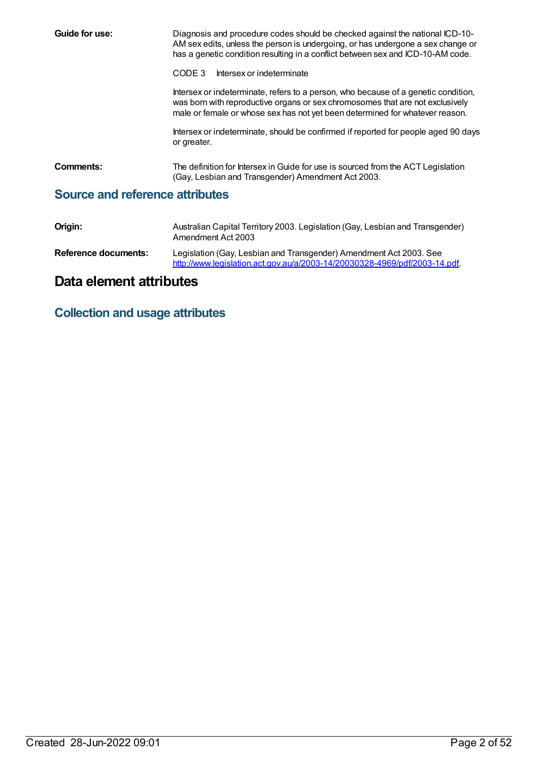**Guide for use:** Diagnosis and procedure codes should be checked against the national ICD-10-AM sex edits, unless the person is undergoing, or has undergone a sex change or has a genetic condition resulting in a conflict between sex and ICD-10-AM code.

CODE 3 Intersex or indeterminate

Intersex or indeterminate, refers to a person, who because of a genetic condition, was born with reproductive organs or sex chromosomes that are not exclusively male or female or whose sex has not yet been determined for whatever reason.

Intersex or indeterminate, should be confirmed if reported for people aged 90 days or greater.

**Comments:** The definition for Intersex in Guide for use is sourced from the ACT Legislation (Gay, Lesbian and Transgender) Amendment Act 2003.

## Source and reference attributes

**Origin:** Australian Capital Territory 2003. Legislation (Gay, Lesbian and Transgender) Amendment Act 2003

**Reference documents:** Legislation (Gay, Lesbian and Transgender) Amendment Act 2003. See http://www.legislation.act.gov.au/a/2003-14/20030328-4969/pdf/2003-14.pdf.

# Data element attributes

## Collection and usage attributes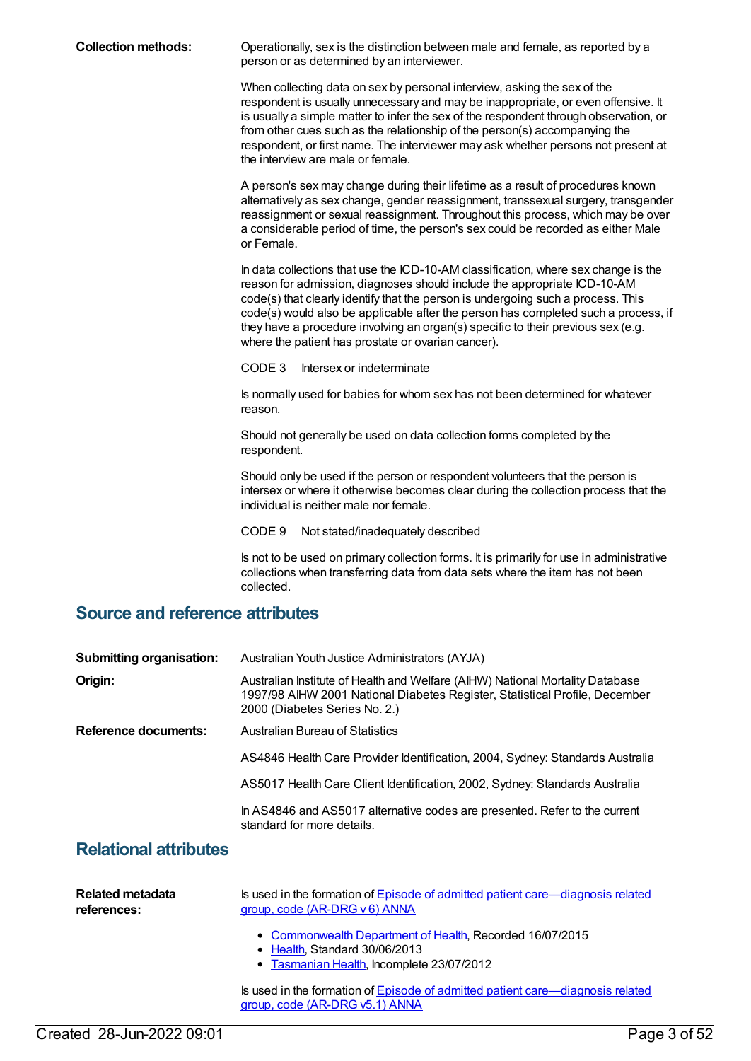**Collection methods:** Operationally, sex is the distinction between male and female, as reported by a person or as determined by an interviewer.

When collecting data on sex by personal interview, asking the sex of the respondent is usually unnecessary and may be inappropriate, or even offensive. It is usually a simple matter to infer the sex of the respondent through observation, or from other cues such as the relationship of the person(s) accompanying the respondent, or first name. The interviewer may ask whether persons not present at the interview are male or female.

A person's sex may change during their lifetime as a result of procedures known alternatively as sex change, gender reassignment, transsexual surgery, transgender reassignment or sexual reassignment. Throughout this process, which may be over a considerable period of time, the person's sex could be recorded as either Male or Female.

In data collections that use the ICD-10-AM classification, where sex change is the reason for admission, diagnoses should include the appropriate ICD-10-AM code(s) that clearly identify that the person is undergoing such a process. This code(s) would also be applicable after the person has completed such a process, if they have a procedure involving an organ(s) specific to their previous sex (e.g. where the patient has prostate or ovarian cancer).

CODE 3 Intersex or indeterminate

Is normally used for babies for whom sex has not been determined for whatever reason.

Should not generally be used on data collection forms completed by the respondent.

Should only be used if the person or respondent volunteers that the person is intersex or where it otherwise becomes clear during the collection process that the individual is neither male nor female.

CODE 9 Not stated/inadequately described

Is not to be used on primary collection forms. It is primarily for use in administrative collections when transferring data from data sets where the item has not been collected.

## Source and reference attributes

**Submitting organisation:** Australian Youth Justice Administrators (AYJA)

**Origin:** Australian Institute of Health and Welfare (AIHW) National Mortality Database 1997/98 AIHW 2001 National Diabetes Register, Statistical Profile, December 2000 (Diabetes Series No. 2.)

**Reference documents:** Australian Bureau of Statistics

AS4846 Health Care Provider Identification, 2004, Sydney: Standards Australia

AS5017 Health Care Client Identification, 2002, Sydney: Standards Australia

In AS4846 and AS5017 alternative codes are presented. Refer to the current standard for more details.

## Relational attributes

**Related metadata references:** Is used in the formation of Episode of admitted patient care—diagnosis related group, code (AR-DRG v 6) ANNA

- Commonwealth Department of Health, Recorded 16/07/2015
- Health, Standard 30/06/2013
- Tasmanian Health, Incomplete 23/07/2012

Is used in the formation of Episode of admitted patient care—diagnosis related group, code (AR-DRG v5.1) ANNA

Created 28-Jun-2022 09:01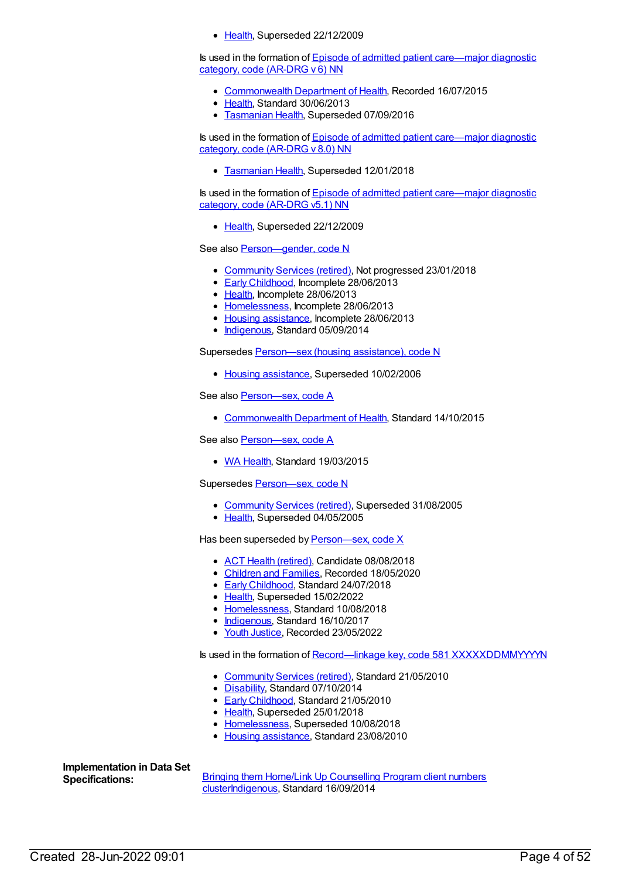- Health, Superseded 22/12/2009

Is used in the formation of Episode of admitted patient care—major diagnostic category, code (AR-DRG v 6) NN

- Commonwealth Department of Health, Recorded 16/07/2015
- Health, Standard 30/06/2013
- Tasmanian Health, Superseded 07/09/2016

Is used in the formation of Episode of admitted patient care—major diagnostic category, code (AR-DRG v 8.0) NN

- Tasmanian Health, Superseded 12/01/2018

Is used in the formation of Episode of admitted patient care—major diagnostic category, code (AR-DRG v5.1) NN

- Health, Superseded 22/12/2009

See also Person—gender, code N

- Community Services (retired), Not progressed 23/01/2018
- Early Childhood, Incomplete 28/06/2013
- Health, Incomplete 28/06/2013
- Homelessness, Incomplete 28/06/2013
- Housing assistance, Incomplete 28/06/2013
- Indigenous, Standard 05/09/2014

Supersedes Person—sex (housing assistance), code N

- Housing assistance, Superseded 10/02/2006

See also Person—sex, code A

- Commonwealth Department of Health, Standard 14/10/2015

See also Person—sex, code A

- WA Health, Standard 19/03/2015

Supersedes Person—sex, code N

- Community Services (retired), Superseded 31/08/2005
- Health, Superseded 04/05/2005

Has been superseded by Person—sex, code X

- ACT Health (retired), Candidate 08/08/2018
- Children and Families, Recorded 18/05/2020
- Early Childhood, Standard 24/07/2018
- Health, Superseded 15/02/2022
- Homelessness, Standard 10/08/2018
- Indigenous, Standard 16/10/2017
- Youth Justice, Recorded 23/05/2022

Is used in the formation of Record—linkage key, code 581 XXXXXDDMMYYYYN

- Community Services (retired), Standard 21/05/2010
- Disability, Standard 07/10/2014
- Early Childhood, Standard 21/05/2010
- Health, Superseded 25/01/2018
- Homelessness, Superseded 10/08/2018
- Housing assistance, Standard 23/08/2010

**Implementation in Data Set Specifications:**

Bringing them Home/Link Up Counselling Program client numbers clusterIndigenous, Standard 16/09/2014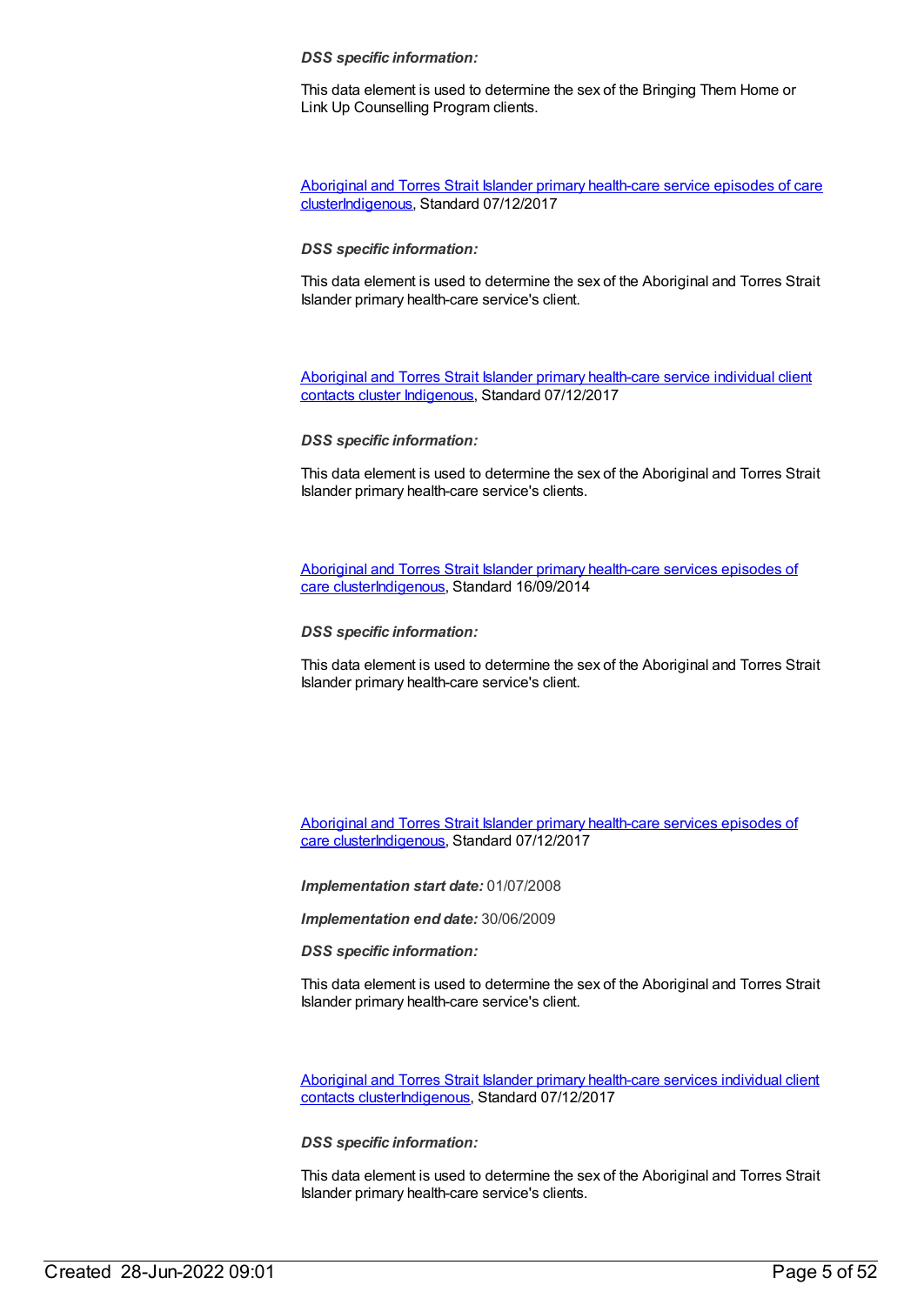***DSS specific information:***

This data element is used to determine the sex of the Bringing Them Home or Link Up Counselling Program clients.

Aboriginal and Torres Strait Islander primary health-care service episodes of care clusterIndigenous, Standard 07/12/2017

***DSS specific information:***

This data element is used to determine the sex of the Aboriginal and Torres Strait Islander primary health-care service's client.

Aboriginal and Torres Strait Islander primary health-care service individual client contacts cluster Indigenous, Standard 07/12/2017

***DSS specific information:***

This data element is used to determine the sex of the Aboriginal and Torres Strait Islander primary health-care service's clients.

Aboriginal and Torres Strait Islander primary health-care services episodes of care clusterIndigenous, Standard 16/09/2014

***DSS specific information:***

This data element is used to determine the sex of the Aboriginal and Torres Strait Islander primary health-care service's client.

Aboriginal and Torres Strait Islander primary health-care services episodes of care clusterIndigenous, Standard 07/12/2017

***Implementation start date:*** 01/07/2008

***Implementation end date:*** 30/06/2009

***DSS specific information:***

This data element is used to determine the sex of the Aboriginal and Torres Strait Islander primary health-care service's client.

Aboriginal and Torres Strait Islander primary health-care services individual client contacts clusterIndigenous, Standard 07/12/2017

***DSS specific information:***

This data element is used to determine the sex of the Aboriginal and Torres Strait Islander primary health-care service's clients.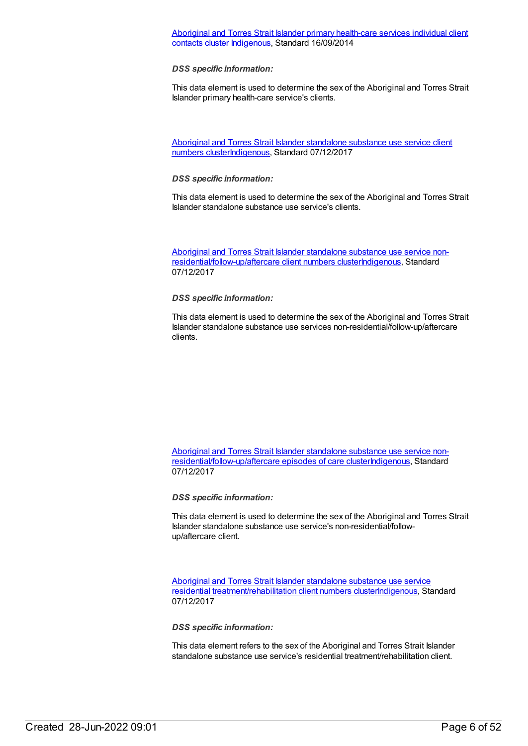Aboriginal and Torres Strait Islander primary health-care services individual client contacts cluster Indigenous, Standard 16/09/2014

***DSS specific information:***

This data element is used to determine the sex of the Aboriginal and Torres Strait Islander primary health-care service's clients.

Aboriginal and Torres Strait Islander standalone substance use service client numbers clusterIndigenous, Standard 07/12/2017

***DSS specific information:***

This data element is used to determine the sex of the Aboriginal and Torres Strait Islander standalone substance use service's clients.

Aboriginal and Torres Strait Islander standalone substance use service non-residential/follow-up/aftercare client numbers clusterIndigenous, Standard 07/12/2017

***DSS specific information:***

This data element is used to determine the sex of the Aboriginal and Torres Strait Islander standalone substance use services non-residential/follow-up/aftercare clients.

Aboriginal and Torres Strait Islander standalone substance use service non-residential/follow-up/aftercare episodes of care clusterIndigenous, Standard 07/12/2017

***DSS specific information:***

This data element is used to determine the sex of the Aboriginal and Torres Strait Islander standalone substance use service's non-residential/follow-up/aftercare client.

Aboriginal and Torres Strait Islander standalone substance use service residential treatment/rehabilitation client numbers clusterIndigenous, Standard 07/12/2017

***DSS specific information:***

This data element refers to the sex of the Aboriginal and Torres Strait Islander standalone substance use service's residential treatment/rehabilitation client.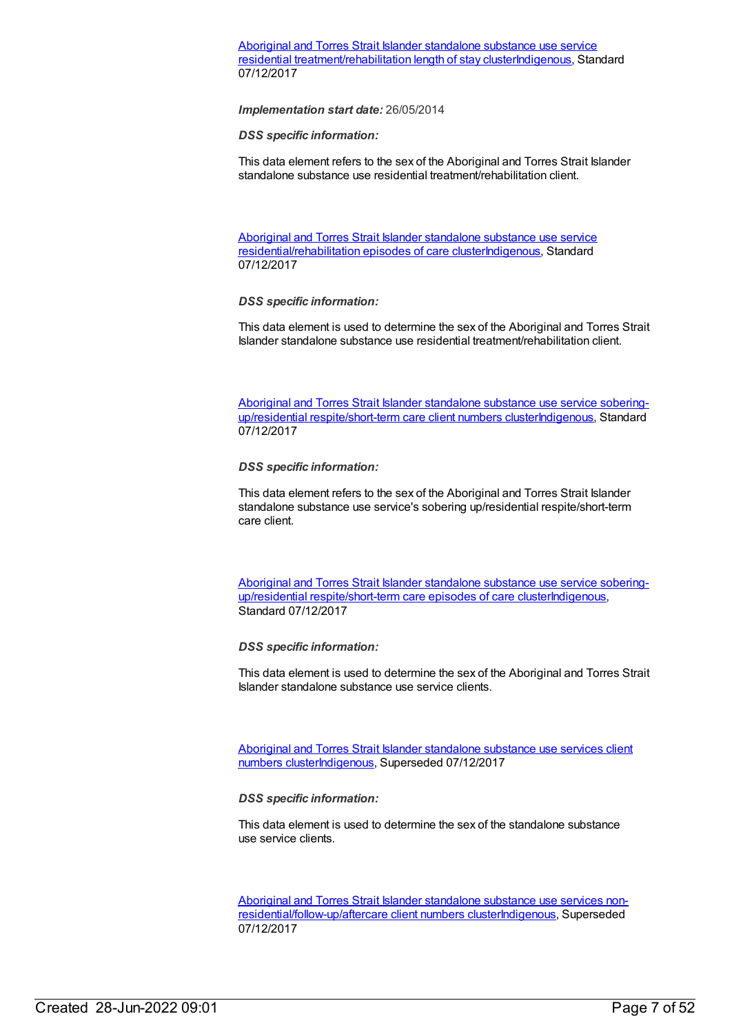[Aboriginal and Torres Strait Islander standalone substance use service residential treatment/rehabilitation length of stay clusterIndigenous](), Standard 07/12/2017

***Implementation start date:*** 26/05/2014

***DSS specific information:***

This data element refers to the sex of the Aboriginal and Torres Strait Islander standalone substance use residential treatment/rehabilitation client.

[Aboriginal and Torres Strait Islander standalone substance use service residential/rehabilitation episodes of care clusterIndigenous](), Standard 07/12/2017

***DSS specific information:***

This data element is used to determine the sex of the Aboriginal and Torres Strait Islander standalone substance use residential treatment/rehabilitation client.

[Aboriginal and Torres Strait Islander standalone substance use service sobering-up/residential respite/short-term care client numbers clusterIndigenous](), Standard 07/12/2017

***DSS specific information:***

This data element refers to the sex of the Aboriginal and Torres Strait Islander standalone substance use service's sobering up/residential respite/short-term care client.

[Aboriginal and Torres Strait Islander standalone substance use service sobering-up/residential respite/short-term care episodes of care clusterIndigenous](), Standard 07/12/2017

***DSS specific information:***

This data element is used to determine the sex of the Aboriginal and Torres Strait Islander standalone substance use service clients.

[Aboriginal and Torres Strait Islander standalone substance use services client numbers clusterIndigenous](), Superseded 07/12/2017

***DSS specific information:***

This data element is used to determine the sex of the standalone substance use service clients.

[Aboriginal and Torres Strait Islander standalone substance use services non-residential/follow-up/aftercare client numbers clusterIndigenous](), Superseded 07/12/2017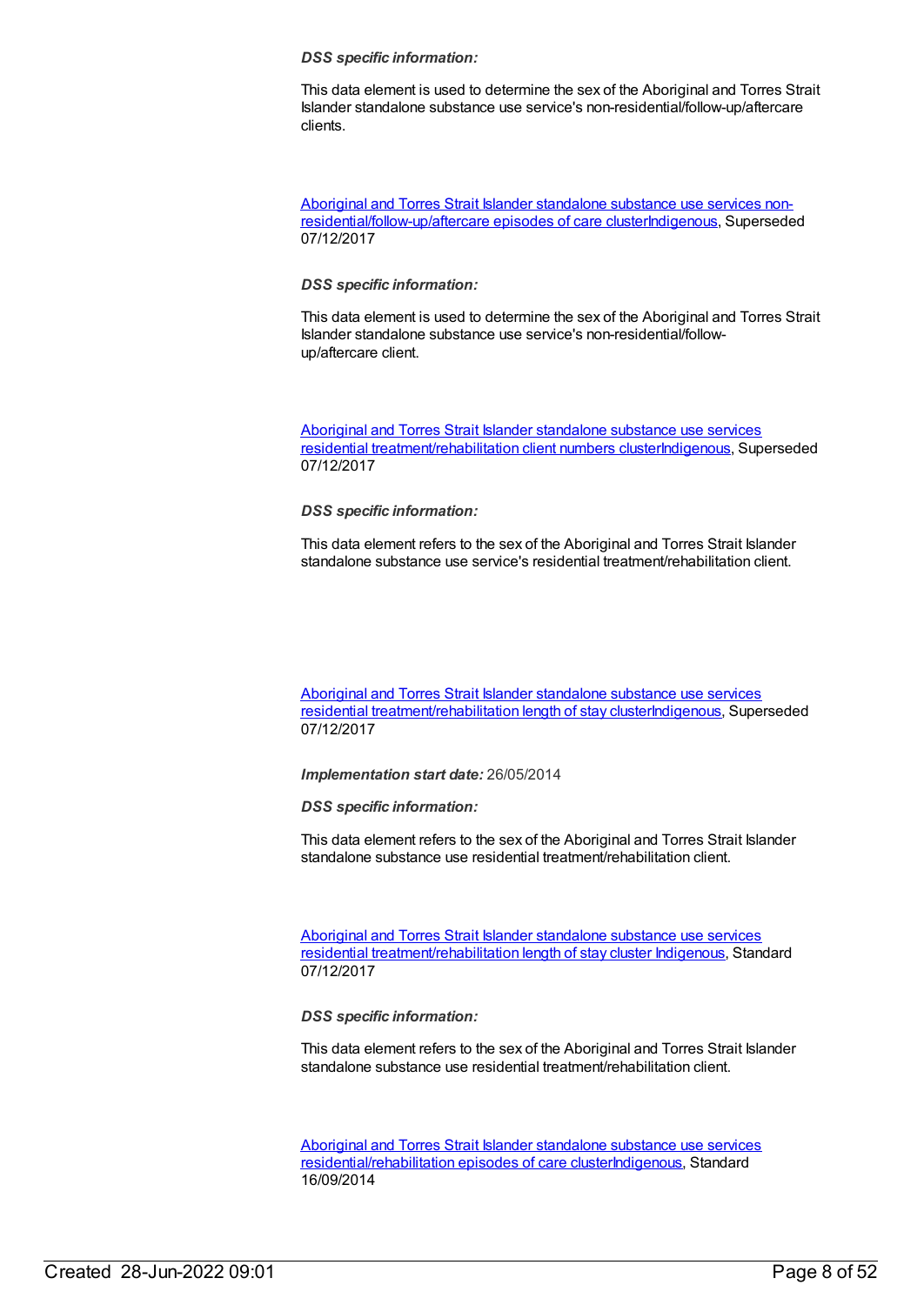***DSS specific information:***

This data element is used to determine the sex of the Aboriginal and Torres Strait Islander standalone substance use service's non-residential/follow-up/aftercare clients.

Aboriginal and Torres Strait Islander standalone substance use services non-residential/follow-up/aftercare episodes of care clusterIndigenous, Superseded 07/12/2017

***DSS specific information:***

This data element is used to determine the sex of the Aboriginal and Torres Strait Islander standalone substance use service's non-residential/follow-up/aftercare client.

Aboriginal and Torres Strait Islander standalone substance use services residential treatment/rehabilitation client numbers clusterIndigenous, Superseded 07/12/2017

***DSS specific information:***

This data element refers to the sex of the Aboriginal and Torres Strait Islander standalone substance use service's residential treatment/rehabilitation client.

Aboriginal and Torres Strait Islander standalone substance use services residential treatment/rehabilitation length of stay clusterIndigenous, Superseded 07/12/2017

***Implementation start date:*** 26/05/2014

***DSS specific information:***

This data element refers to the sex of the Aboriginal and Torres Strait Islander standalone substance use residential treatment/rehabilitation client.

Aboriginal and Torres Strait Islander standalone substance use services residential treatment/rehabilitation length of stay cluster Indigenous, Standard 07/12/2017

***DSS specific information:***

This data element refers to the sex of the Aboriginal and Torres Strait Islander standalone substance use residential treatment/rehabilitation client.

Aboriginal and Torres Strait Islander standalone substance use services residential/rehabilitation episodes of care clusterIndigenous, Standard 16/09/2014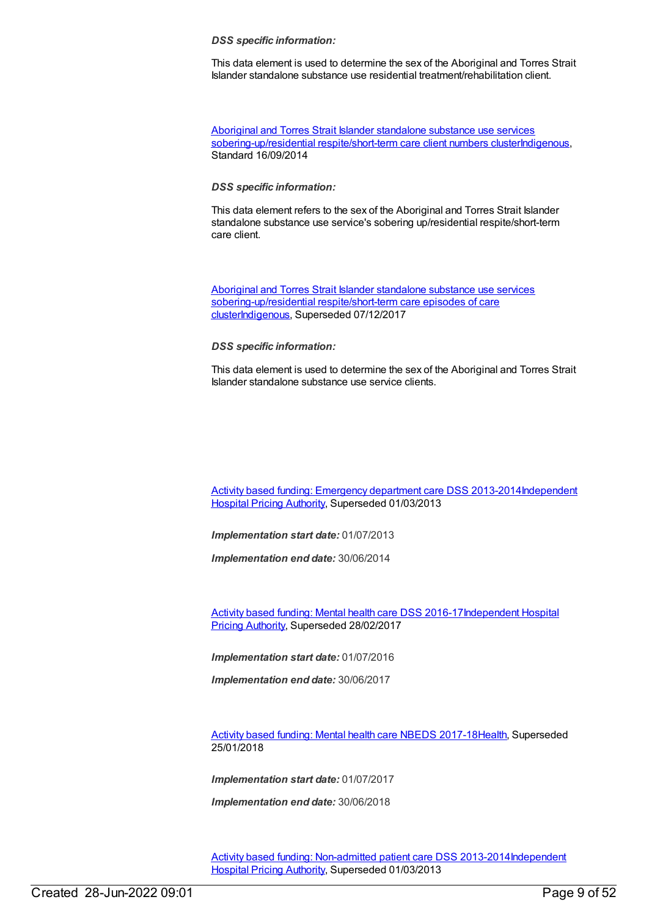***DSS specific information:***

This data element is used to determine the sex of the Aboriginal and Torres Strait Islander standalone substance use residential treatment/rehabilitation client.

Aboriginal and Torres Strait Islander standalone substance use services sobering-up/residential respite/short-term care client numbers clusterIndigenous, Standard 16/09/2014

***DSS specific information:***

This data element refers to the sex of the Aboriginal and Torres Strait Islander standalone substance use service's sobering up/residential respite/short-term care client.

Aboriginal and Torres Strait Islander standalone substance use services sobering-up/residential respite/short-term care episodes of care clusterIndigenous, Superseded 07/12/2017

***DSS specific information:***

This data element is used to determine the sex of the Aboriginal and Torres Strait Islander standalone substance use service clients.

Activity based funding: Emergency department care DSS 2013-2014Independent Hospital Pricing Authority, Superseded 01/03/2013

***Implementation start date:*** 01/07/2013

***Implementation end date:*** 30/06/2014

Activity based funding: Mental health care DSS 2016-17Independent Hospital Pricing Authority, Superseded 28/02/2017

***Implementation start date:*** 01/07/2016

***Implementation end date:*** 30/06/2017

Activity based funding: Mental health care NBEDS 2017-18Health, Superseded 25/01/2018

***Implementation start date:*** 01/07/2017

***Implementation end date:*** 30/06/2018

Activity based funding: Non-admitted patient care DSS 2013-2014Independent Hospital Pricing Authority, Superseded 01/03/2013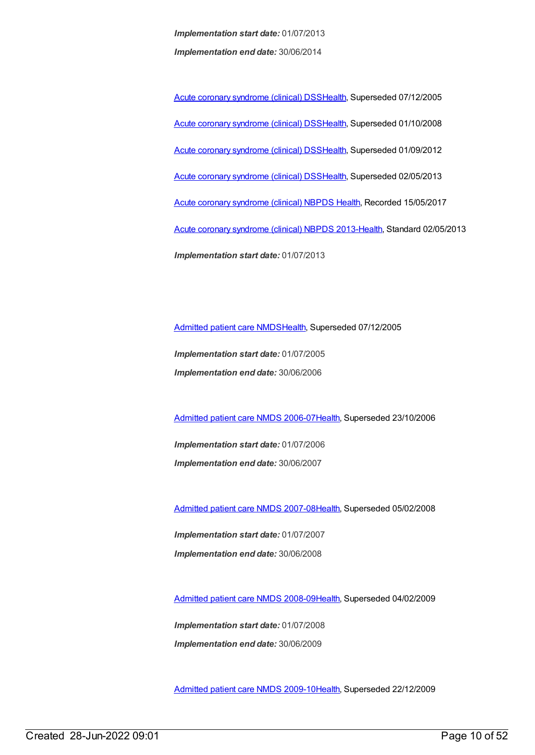***Implementation start date:*** 01/07/2013

***Implementation end date:*** 30/06/2014

Acute coronary syndrome (clinical) DSSHealth, Superseded 07/12/2005

Acute coronary syndrome (clinical) DSSHealth, Superseded 01/10/2008

Acute coronary syndrome (clinical) DSSHealth, Superseded 01/09/2012

Acute coronary syndrome (clinical) DSSHealth, Superseded 02/05/2013

Acute coronary syndrome (clinical) NBPDS Health, Recorded 15/05/2017

Acute coronary syndrome (clinical) NBPDS 2013-Health, Standard 02/05/2013

***Implementation start date:*** 01/07/2013

Admitted patient care NMDSHealth, Superseded 07/12/2005

***Implementation start date:*** 01/07/2005

***Implementation end date:*** 30/06/2006

Admitted patient care NMDS 2006-07Health, Superseded 23/10/2006

***Implementation start date:*** 01/07/2006

***Implementation end date:*** 30/06/2007

Admitted patient care NMDS 2007-08Health, Superseded 05/02/2008

***Implementation start date:*** 01/07/2007

***Implementation end date:*** 30/06/2008

Admitted patient care NMDS 2008-09Health, Superseded 04/02/2009

***Implementation start date:*** 01/07/2008

***Implementation end date:*** 30/06/2009

Admitted patient care NMDS 2009-10Health, Superseded 22/12/2009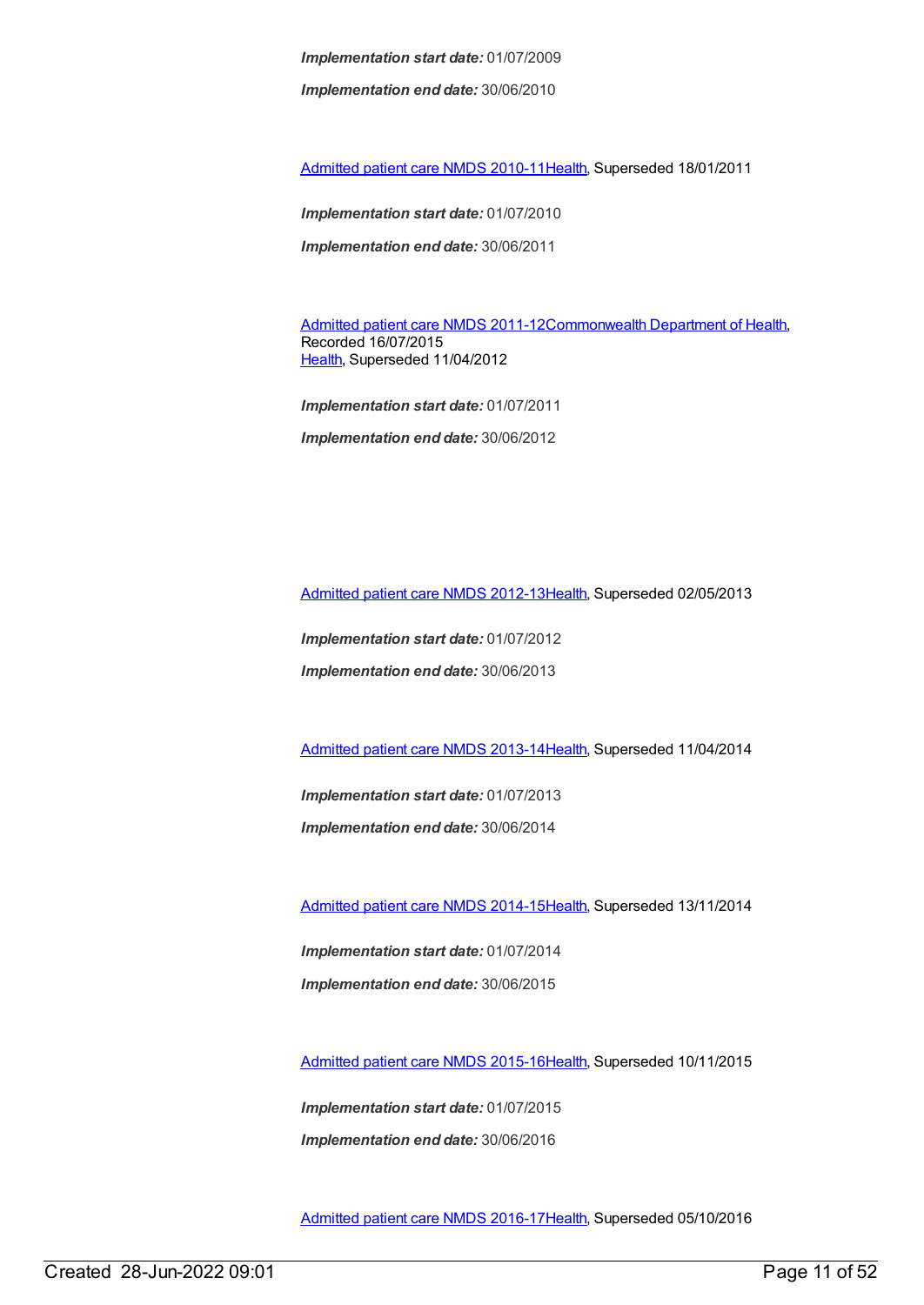***Implementation start date:*** 01/07/2009

***Implementation end date:*** 30/06/2010

Admitted patient care NMDS 2010-11Health, Superseded 18/01/2011

***Implementation start date:*** 01/07/2010

***Implementation end date:*** 30/06/2011

Admitted patient care NMDS 2011-12Commonwealth Department of Health, Recorded 16/07/2015
Health, Superseded 11/04/2012

***Implementation start date:*** 01/07/2011

***Implementation end date:*** 30/06/2012

Admitted patient care NMDS 2012-13Health, Superseded 02/05/2013

***Implementation start date:*** 01/07/2012

***Implementation end date:*** 30/06/2013

Admitted patient care NMDS 2013-14Health, Superseded 11/04/2014

***Implementation start date:*** 01/07/2013

***Implementation end date:*** 30/06/2014

Admitted patient care NMDS 2014-15Health, Superseded 13/11/2014

***Implementation start date:*** 01/07/2014

***Implementation end date:*** 30/06/2015

Admitted patient care NMDS 2015-16Health, Superseded 10/11/2015

***Implementation start date:*** 01/07/2015

***Implementation end date:*** 30/06/2016

Admitted patient care NMDS 2016-17Health, Superseded 05/10/2016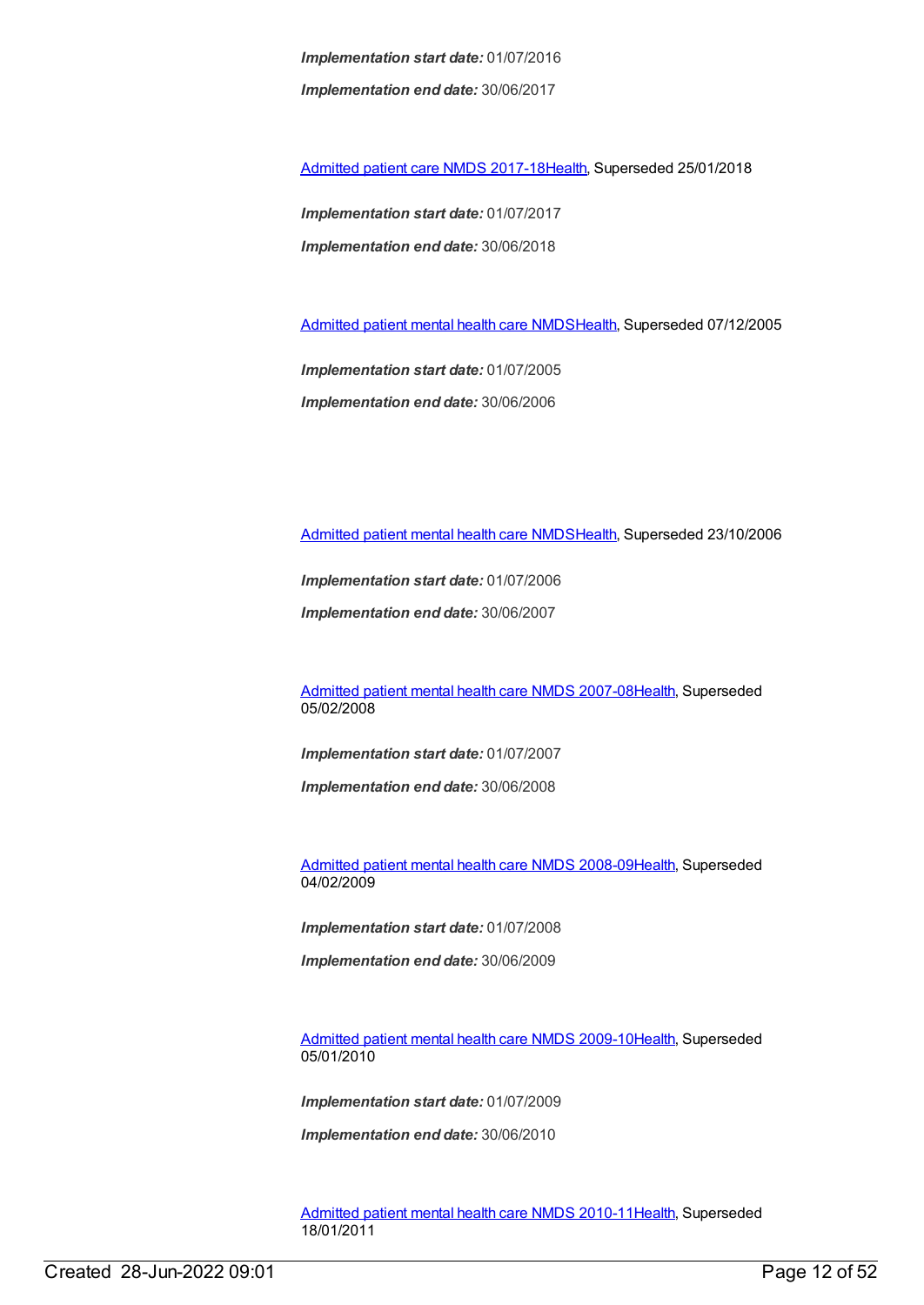*Implementation start date:* 01/07/2016

*Implementation end date:* 30/06/2017

Admitted patient care NMDS 2017-18Health, Superseded 25/01/2018

*Implementation start date:* 01/07/2017

*Implementation end date:* 30/06/2018

Admitted patient mental health care NMDSHealth, Superseded 07/12/2005

*Implementation start date:* 01/07/2005

*Implementation end date:* 30/06/2006

Admitted patient mental health care NMDSHealth, Superseded 23/10/2006

*Implementation start date:* 01/07/2006

*Implementation end date:* 30/06/2007

Admitted patient mental health care NMDS 2007-08Health, Superseded 05/02/2008

*Implementation start date:* 01/07/2007

*Implementation end date:* 30/06/2008

Admitted patient mental health care NMDS 2008-09Health, Superseded 04/02/2009

*Implementation start date:* 01/07/2008

*Implementation end date:* 30/06/2009

Admitted patient mental health care NMDS 2009-10Health, Superseded 05/01/2010

*Implementation start date:* 01/07/2009

*Implementation end date:* 30/06/2010

Admitted patient mental health care NMDS 2010-11Health, Superseded 18/01/2011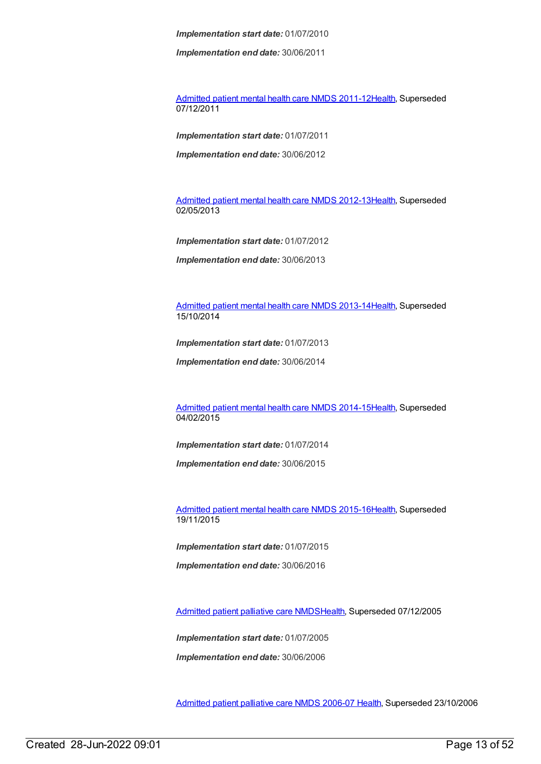*Implementation start date:* 01/07/2010

*Implementation end date:* 30/06/2011

Admitted patient mental health care NMDS 2011-12Health, Superseded 07/12/2011

*Implementation start date:* 01/07/2011

*Implementation end date:* 30/06/2012

Admitted patient mental health care NMDS 2012-13Health, Superseded 02/05/2013

*Implementation start date:* 01/07/2012

*Implementation end date:* 30/06/2013

Admitted patient mental health care NMDS 2013-14Health, Superseded 15/10/2014

*Implementation start date:* 01/07/2013

*Implementation end date:* 30/06/2014

Admitted patient mental health care NMDS 2014-15Health, Superseded 04/02/2015

*Implementation start date:* 01/07/2014

*Implementation end date:* 30/06/2015

Admitted patient mental health care NMDS 2015-16Health, Superseded 19/11/2015

*Implementation start date:* 01/07/2015

*Implementation end date:* 30/06/2016

Admitted patient palliative care NMDSHealth, Superseded 07/12/2005

*Implementation start date:* 01/07/2005

*Implementation end date:* 30/06/2006

Admitted patient palliative care NMDS 2006-07 Health, Superseded 23/10/2006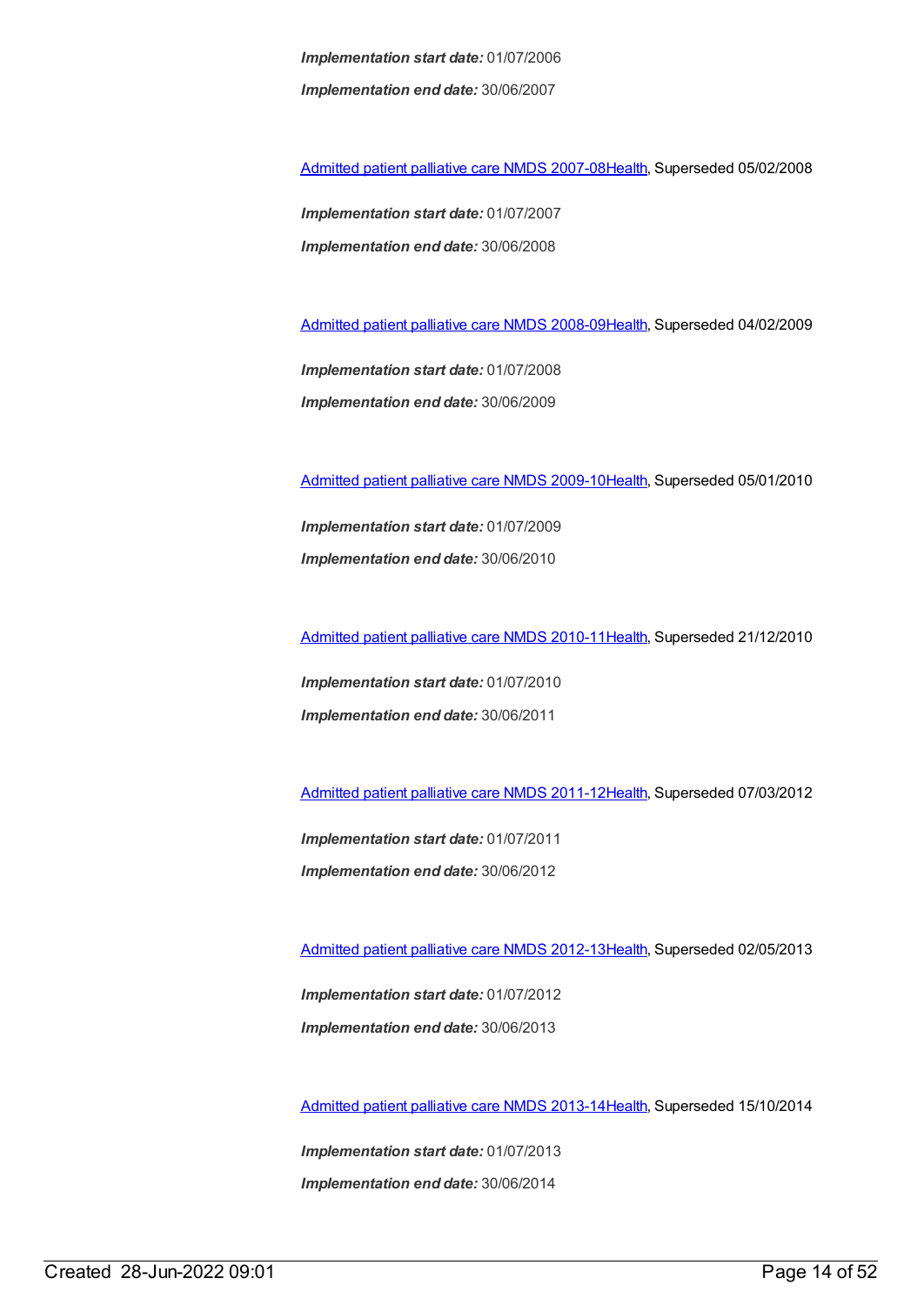***Implementation start date:*** 01/07/2006

***Implementation end date:*** 30/06/2007

Admitted patient palliative care NMDS 2007-08Health, Superseded 05/02/2008

***Implementation start date:*** 01/07/2007

***Implementation end date:*** 30/06/2008

Admitted patient palliative care NMDS 2008-09Health, Superseded 04/02/2009

***Implementation start date:*** 01/07/2008

***Implementation end date:*** 30/06/2009

Admitted patient palliative care NMDS 2009-10Health, Superseded 05/01/2010

***Implementation start date:*** 01/07/2009

***Implementation end date:*** 30/06/2010

Admitted patient palliative care NMDS 2010-11Health, Superseded 21/12/2010

***Implementation start date:*** 01/07/2010

***Implementation end date:*** 30/06/2011

Admitted patient palliative care NMDS 2011-12Health, Superseded 07/03/2012

***Implementation start date:*** 01/07/2011

***Implementation end date:*** 30/06/2012

Admitted patient palliative care NMDS 2012-13Health, Superseded 02/05/2013

***Implementation start date:*** 01/07/2012

***Implementation end date:*** 30/06/2013

Admitted patient palliative care NMDS 2013-14Health, Superseded 15/10/2014

***Implementation start date:*** 01/07/2013

***Implementation end date:*** 30/06/2014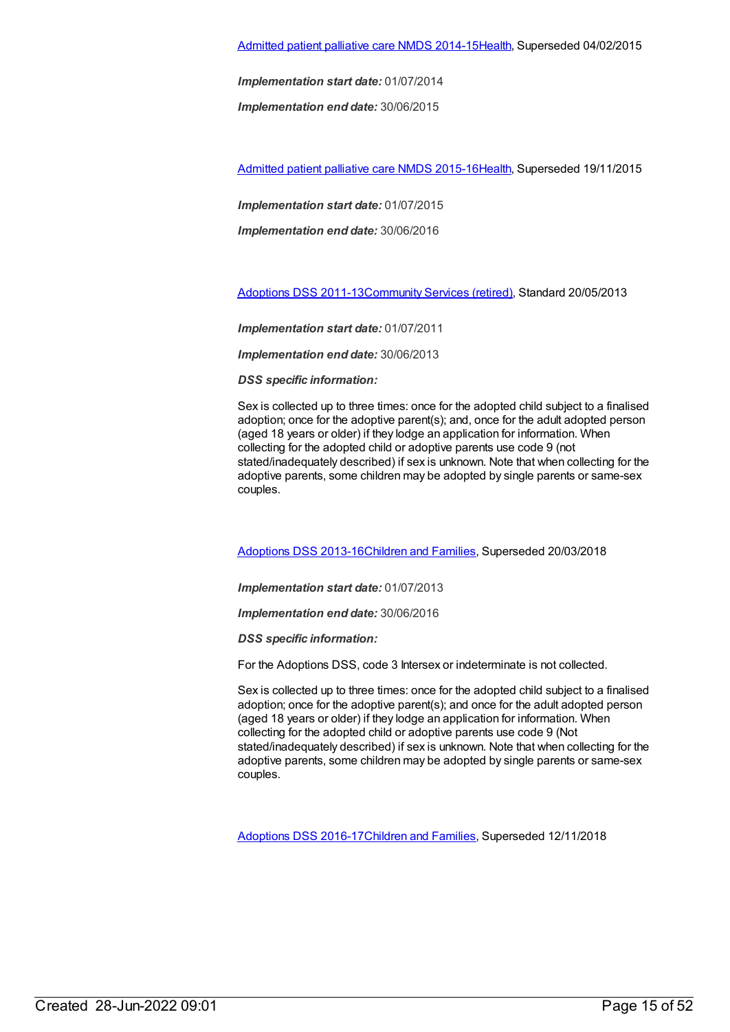Admitted patient palliative care NMDS 2014-15Health, Superseded 04/02/2015

***Implementation start date:*** 01/07/2014

***Implementation end date:*** 30/06/2015

Admitted patient palliative care NMDS 2015-16Health, Superseded 19/11/2015

***Implementation start date:*** 01/07/2015

***Implementation end date:*** 30/06/2016

Adoptions DSS 2011-13Community Services (retired), Standard 20/05/2013

***Implementation start date:*** 01/07/2011

***Implementation end date:*** 30/06/2013

***DSS specific information:***

Sex is collected up to three times: once for the adopted child subject to a finalised adoption; once for the adoptive parent(s); and, once for the adult adopted person (aged 18 years or older) if they lodge an application for information. When collecting for the adopted child or adoptive parents use code 9 (not stated/inadequately described) if sex is unknown. Note that when collecting for the adoptive parents, some children may be adopted by single parents or same-sex couples.

Adoptions DSS 2013-16Children and Families, Superseded 20/03/2018

***Implementation start date:*** 01/07/2013

***Implementation end date:*** 30/06/2016

***DSS specific information:***

For the Adoptions DSS, code 3 Intersex or indeterminate is not collected.

Sex is collected up to three times: once for the adopted child subject to a finalised adoption; once for the adoptive parent(s); and once for the adult adopted person (aged 18 years or older) if they lodge an application for information. When collecting for the adopted child or adoptive parents use code 9 (Not stated/inadequately described) if sex is unknown. Note that when collecting for the adoptive parents, some children may be adopted by single parents or same-sex couples.

Adoptions DSS 2016-17Children and Families, Superseded 12/11/2018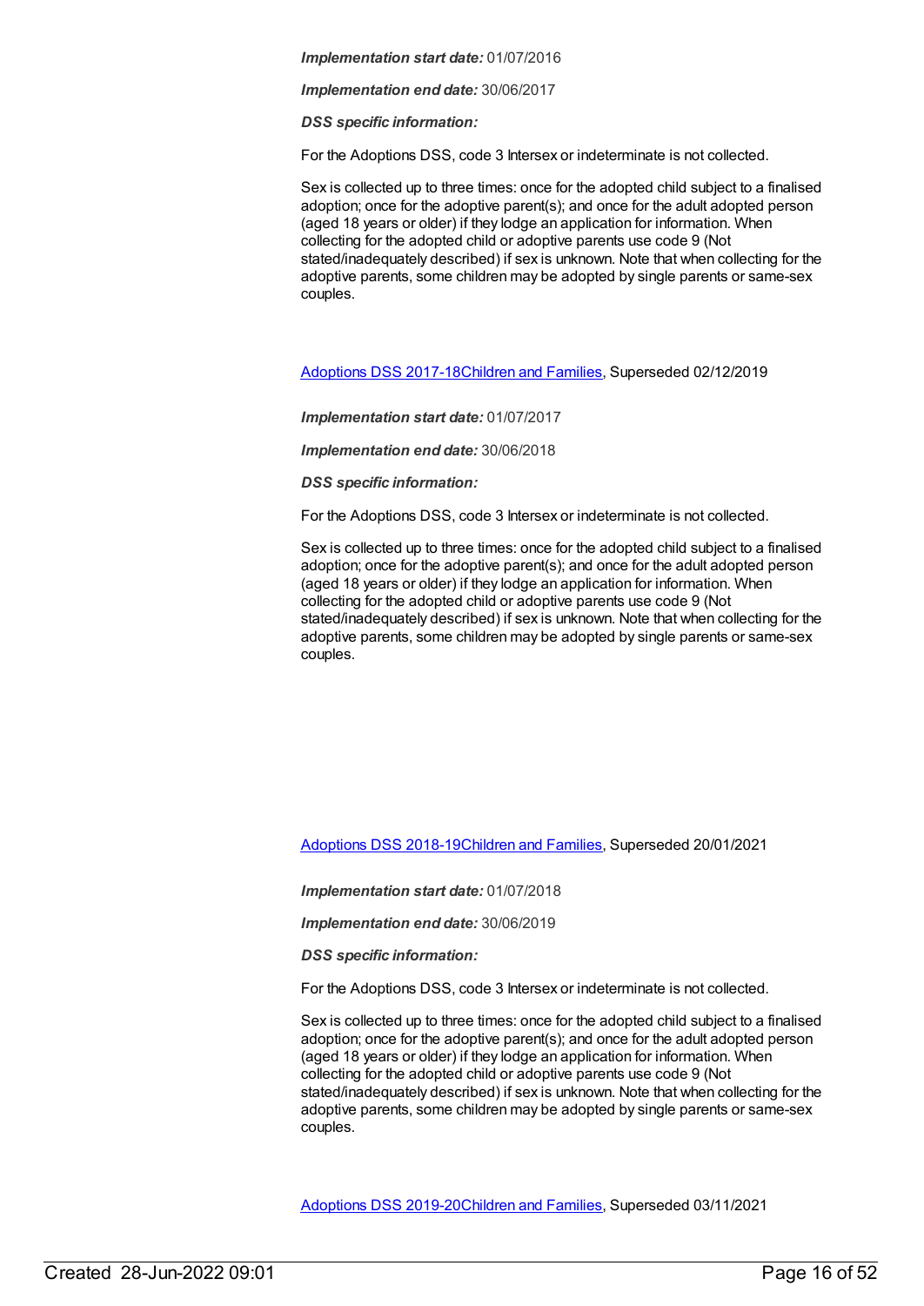***Implementation start date:*** 01/07/2016

***Implementation end date:*** 30/06/2017

***DSS specific information:***

For the Adoptions DSS, code 3 Intersex or indeterminate is not collected.

Sex is collected up to three times: once for the adopted child subject to a finalised adoption; once for the adoptive parent(s); and once for the adult adopted person (aged 18 years or older) if they lodge an application for information. When collecting for the adopted child or adoptive parents use code 9 (Not stated/inadequately described) if sex is unknown. Note that when collecting for the adoptive parents, some children may be adopted by single parents or same-sex couples.

Adoptions DSS 2017-18Children and Families, Superseded 02/12/2019

***Implementation start date:*** 01/07/2017

***Implementation end date:*** 30/06/2018

***DSS specific information:***

For the Adoptions DSS, code 3 Intersex or indeterminate is not collected.

Sex is collected up to three times: once for the adopted child subject to a finalised adoption; once for the adoptive parent(s); and once for the adult adopted person (aged 18 years or older) if they lodge an application for information. When collecting for the adopted child or adoptive parents use code 9 (Not stated/inadequately described) if sex is unknown. Note that when collecting for the adoptive parents, some children may be adopted by single parents or same-sex couples.

Adoptions DSS 2018-19Children and Families, Superseded 20/01/2021

***Implementation start date:*** 01/07/2018

***Implementation end date:*** 30/06/2019

***DSS specific information:***

For the Adoptions DSS, code 3 Intersex or indeterminate is not collected.

Sex is collected up to three times: once for the adopted child subject to a finalised adoption; once for the adoptive parent(s); and once for the adult adopted person (aged 18 years or older) if they lodge an application for information. When collecting for the adopted child or adoptive parents use code 9 (Not stated/inadequately described) if sex is unknown. Note that when collecting for the adoptive parents, some children may be adopted by single parents or same-sex couples.

Adoptions DSS 2019-20Children and Families, Superseded 03/11/2021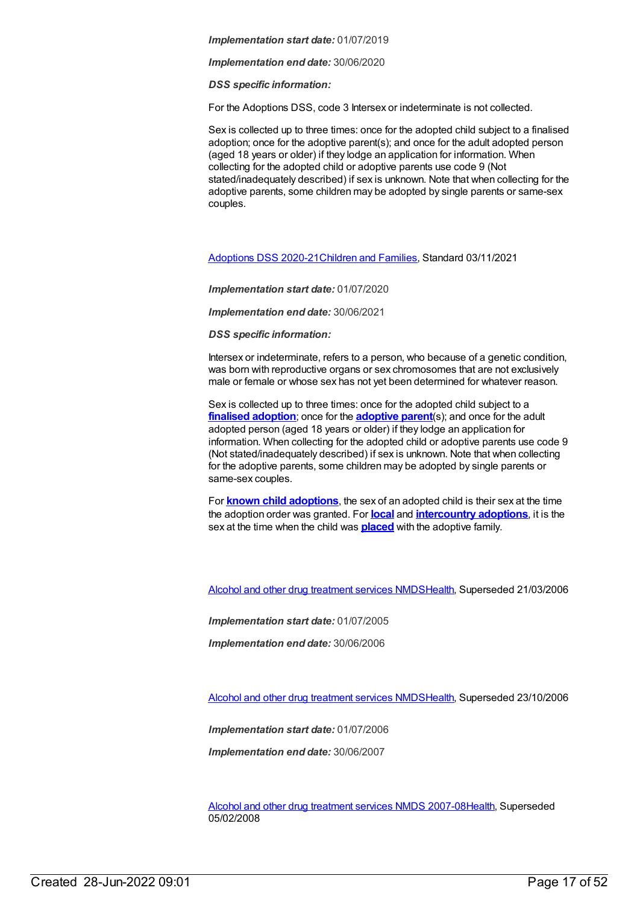***Implementation start date:*** 01/07/2019

***Implementation end date:*** 30/06/2020

***DSS specific information:***

For the Adoptions DSS, code 3 Intersex or indeterminate is not collected.

Sex is collected up to three times: once for the adopted child subject to a finalised adoption; once for the adoptive parent(s); and once for the adult adopted person (aged 18 years or older) if they lodge an application for information. When collecting for the adopted child or adoptive parents use code 9 (Not stated/inadequately described) if sex is unknown. Note that when collecting for the adoptive parents, some children may be adopted by single parents or same-sex couples.

Adoptions DSS 2020-21Children and Families, Standard 03/11/2021

***Implementation start date:*** 01/07/2020

***Implementation end date:*** 30/06/2021

***DSS specific information:***

Intersex or indeterminate, refers to a person, who because of a genetic condition, was born with reproductive organs or sex chromosomes that are not exclusively male or female or whose sex has not yet been determined for whatever reason.

Sex is collected up to three times: once for the adopted child subject to a **finalised adoption**; once for the **adoptive parent**(s); and once for the adult adopted person (aged 18 years or older) if they lodge an application for information. When collecting for the adopted child or adoptive parents use code 9 (Not stated/inadequately described) if sex is unknown. Note that when collecting for the adoptive parents, some children may be adopted by single parents or same-sex couples.

For **known child adoptions**, the sex of an adopted child is their sex at the time the adoption order was granted. For **local** and **intercountry adoptions**, it is the sex at the time when the child was **placed** with the adoptive family.

Alcohol and other drug treatment services NMDSHealth, Superseded 21/03/2006

***Implementation start date:*** 01/07/2005

***Implementation end date:*** 30/06/2006

Alcohol and other drug treatment services NMDSHealth, Superseded 23/10/2006

***Implementation start date:*** 01/07/2006

***Implementation end date:*** 30/06/2007

Alcohol and other drug treatment services NMDS 2007-08Health, Superseded 05/02/2008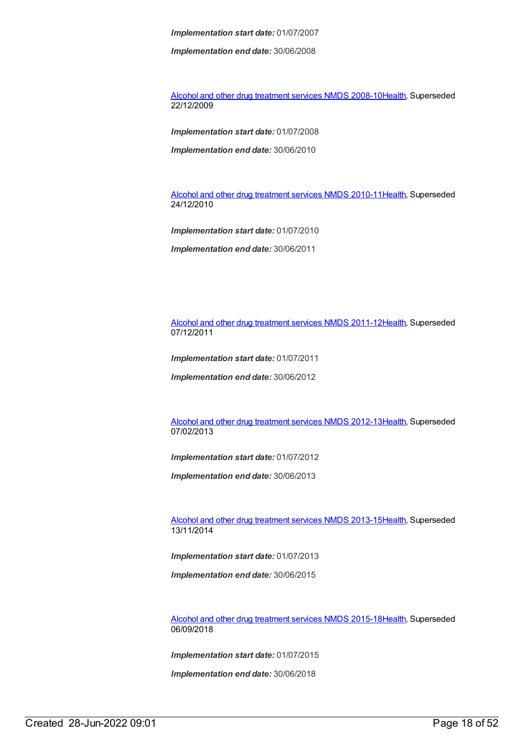***Implementation start date:*** 01/07/2007

***Implementation end date:*** 30/06/2008

Alcohol and other drug treatment services NMDS 2008-10Health, Superseded 22/12/2009

***Implementation start date:*** 01/07/2008

***Implementation end date:*** 30/06/2010

Alcohol and other drug treatment services NMDS 2010-11Health, Superseded 24/12/2010

***Implementation start date:*** 01/07/2010

***Implementation end date:*** 30/06/2011

Alcohol and other drug treatment services NMDS 2011-12Health, Superseded 07/12/2011

***Implementation start date:*** 01/07/2011

***Implementation end date:*** 30/06/2012

Alcohol and other drug treatment services NMDS 2012-13Health, Superseded 07/02/2013

***Implementation start date:*** 01/07/2012

***Implementation end date:*** 30/06/2013

Alcohol and other drug treatment services NMDS 2013-15Health, Superseded 13/11/2014

***Implementation start date:*** 01/07/2013

***Implementation end date:*** 30/06/2015

Alcohol and other drug treatment services NMDS 2015-18Health, Superseded 06/09/2018

***Implementation start date:*** 01/07/2015

***Implementation end date:*** 30/06/2018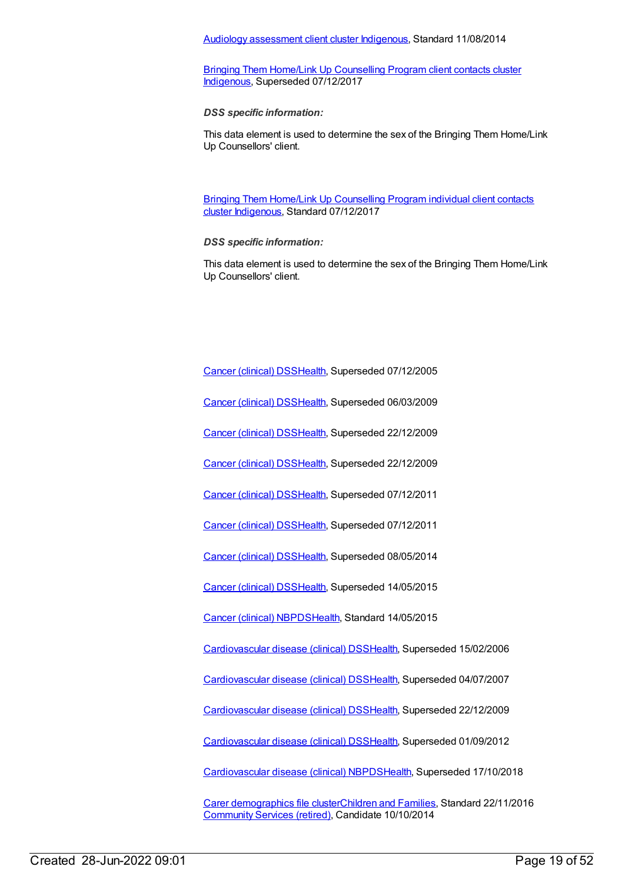Audiology assessment client cluster Indigenous, Standard 11/08/2014

Bringing Them Home/Link Up Counselling Program client contacts cluster Indigenous, Superseded 07/12/2017

***DSS specific information:***

This data element is used to determine the sex of the Bringing Them Home/Link Up Counsellors' client.

Bringing Them Home/Link Up Counselling Program individual client contacts cluster Indigenous, Standard 07/12/2017

***DSS specific information:***

This data element is used to determine the sex of the Bringing Them Home/Link Up Counsellors' client.

Cancer (clinical) DSSHealth, Superseded 07/12/2005

Cancer (clinical) DSSHealth, Superseded 06/03/2009

Cancer (clinical) DSSHealth, Superseded 22/12/2009

Cancer (clinical) DSSHealth, Superseded 22/12/2009

Cancer (clinical) DSSHealth, Superseded 07/12/2011

Cancer (clinical) DSSHealth, Superseded 07/12/2011

Cancer (clinical) DSSHealth, Superseded 08/05/2014

Cancer (clinical) DSSHealth, Superseded 14/05/2015

Cancer (clinical) NBPDSHealth, Standard 14/05/2015

Cardiovascular disease (clinical) DSSHealth, Superseded 15/02/2006

Cardiovascular disease (clinical) DSSHealth, Superseded 04/07/2007

Cardiovascular disease (clinical) DSSHealth, Superseded 22/12/2009

Cardiovascular disease (clinical) DSSHealth, Superseded 01/09/2012

Cardiovascular disease (clinical) NBPDSHealth, Superseded 17/10/2018

Carer demographics file clusterChildren and Families, Standard 22/11/2016
Community Services (retired), Candidate 10/10/2014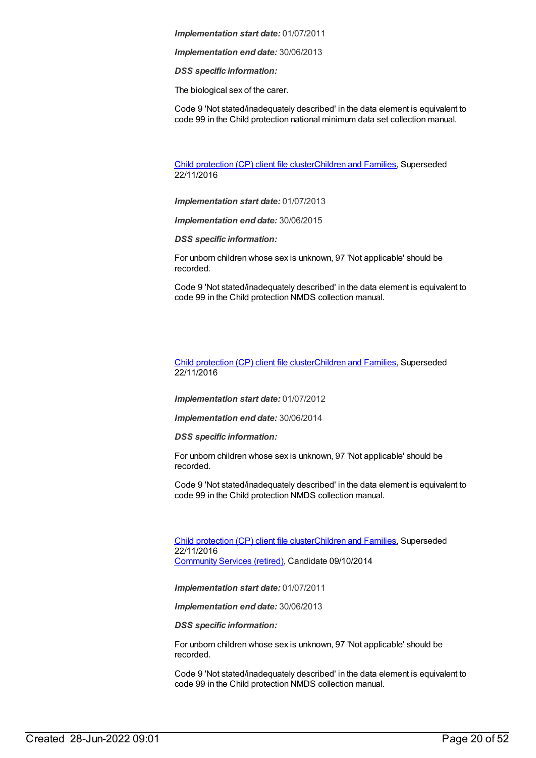***Implementation start date:*** 01/07/2011

***Implementation end date:*** 30/06/2013

***DSS specific information:***

The biological sex of the carer.

Code 9 'Not stated/inadequately described' in the data element is equivalent to code 99 in the Child protection national minimum data set collection manual.

Child protection (CP) client file clusterChildren and Families, Superseded 22/11/2016

***Implementation start date:*** 01/07/2013

***Implementation end date:*** 30/06/2015

***DSS specific information:***

For unborn children whose sex is unknown, 97 'Not applicable' should be recorded.

Code 9 'Not stated/inadequately described' in the data element is equivalent to code 99 in the Child protection NMDS collection manual.

Child protection (CP) client file clusterChildren and Families, Superseded 22/11/2016

***Implementation start date:*** 01/07/2012

***Implementation end date:*** 30/06/2014

***DSS specific information:***

For unborn children whose sex is unknown, 97 'Not applicable' should be recorded.

Code 9 'Not stated/inadequately described' in the data element is equivalent to code 99 in the Child protection NMDS collection manual.

Child protection (CP) client file clusterChildren and Families, Superseded 22/11/2016
Community Services (retired), Candidate 09/10/2014

***Implementation start date:*** 01/07/2011

***Implementation end date:*** 30/06/2013

***DSS specific information:***

For unborn children whose sex is unknown, 97 'Not applicable' should be recorded.

Code 9 'Not stated/inadequately described' in the data element is equivalent to code 99 in the Child protection NMDS collection manual.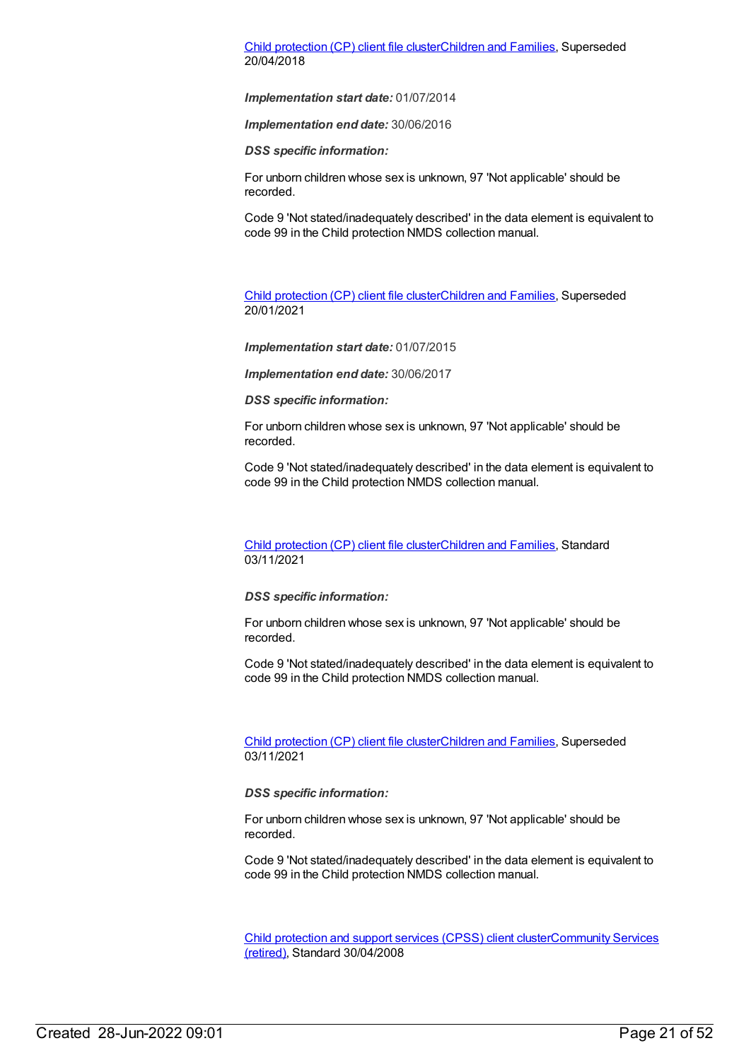Child protection (CP) client file clusterChildren and Families, Superseded 20/04/2018

***Implementation start date:*** 01/07/2014

***Implementation end date:*** 30/06/2016

***DSS specific information:***

For unborn children whose sex is unknown, 97 'Not applicable' should be recorded.

Code 9 'Not stated/inadequately described' in the data element is equivalent to code 99 in the Child protection NMDS collection manual.

Child protection (CP) client file clusterChildren and Families, Superseded 20/01/2021

***Implementation start date:*** 01/07/2015

***Implementation end date:*** 30/06/2017

***DSS specific information:***

For unborn children whose sex is unknown, 97 'Not applicable' should be recorded.

Code 9 'Not stated/inadequately described' in the data element is equivalent to code 99 in the Child protection NMDS collection manual.

Child protection (CP) client file clusterChildren and Families, Standard 03/11/2021

***DSS specific information:***

For unborn children whose sex is unknown, 97 'Not applicable' should be recorded.

Code 9 'Not stated/inadequately described' in the data element is equivalent to code 99 in the Child protection NMDS collection manual.

Child protection (CP) client file clusterChildren and Families, Superseded 03/11/2021

***DSS specific information:***

For unborn children whose sex is unknown, 97 'Not applicable' should be recorded.

Code 9 'Not stated/inadequately described' in the data element is equivalent to code 99 in the Child protection NMDS collection manual.

Child protection and support services (CPSS) client clusterCommunity Services (retired), Standard 30/04/2008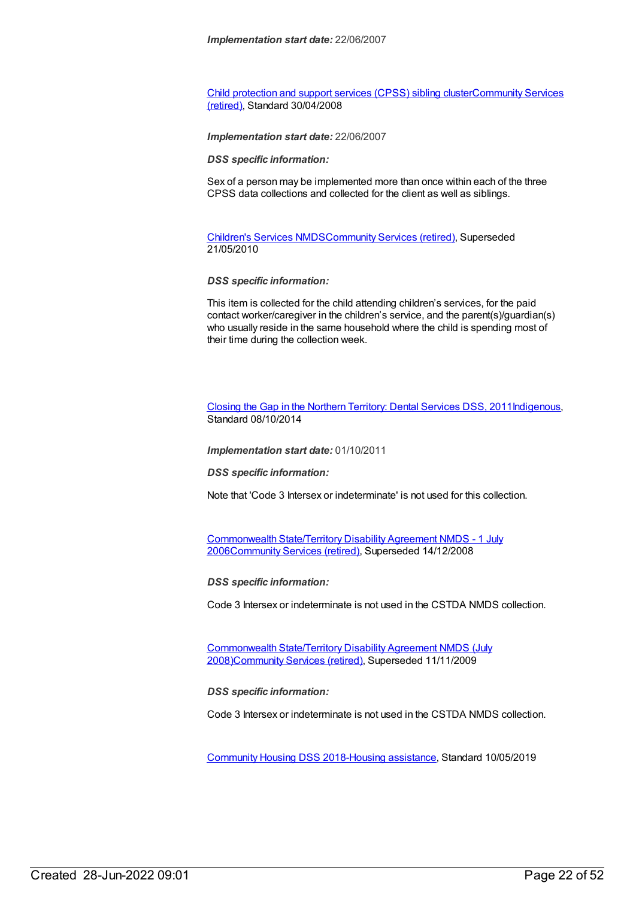***Implementation start date:*** 22/06/2007

Child protection and support services (CPSS) sibling clusterCommunity Services (retired), Standard 30/04/2008

***Implementation start date:*** 22/06/2007

***DSS specific information:***

Sex of a person may be implemented more than once within each of the three CPSS data collections and collected for the client as well as siblings.

Children's Services NMDSCommunity Services (retired), Superseded 21/05/2010

***DSS specific information:***

This item is collected for the child attending children's services, for the paid contact worker/caregiver in the children's service, and the parent(s)/guardian(s) who usually reside in the same household where the child is spending most of their time during the collection week.

Closing the Gap in the Northern Territory: Dental Services DSS, 2011Indigenous, Standard 08/10/2014

***Implementation start date:*** 01/10/2011

***DSS specific information:***

Note that 'Code 3 Intersex or indeterminate' is not used for this collection.

Commonwealth State/Territory Disability Agreement NMDS - 1 July 2006Community Services (retired), Superseded 14/12/2008

***DSS specific information:***

Code 3 Intersex or indeterminate is not used in the CSTDA NMDS collection.

Commonwealth State/Territory Disability Agreement NMDS (July 2008)Community Services (retired), Superseded 11/11/2009

***DSS specific information:***

Code 3 Intersex or indeterminate is not used in the CSTDA NMDS collection.

Community Housing DSS 2018-Housing assistance, Standard 10/05/2019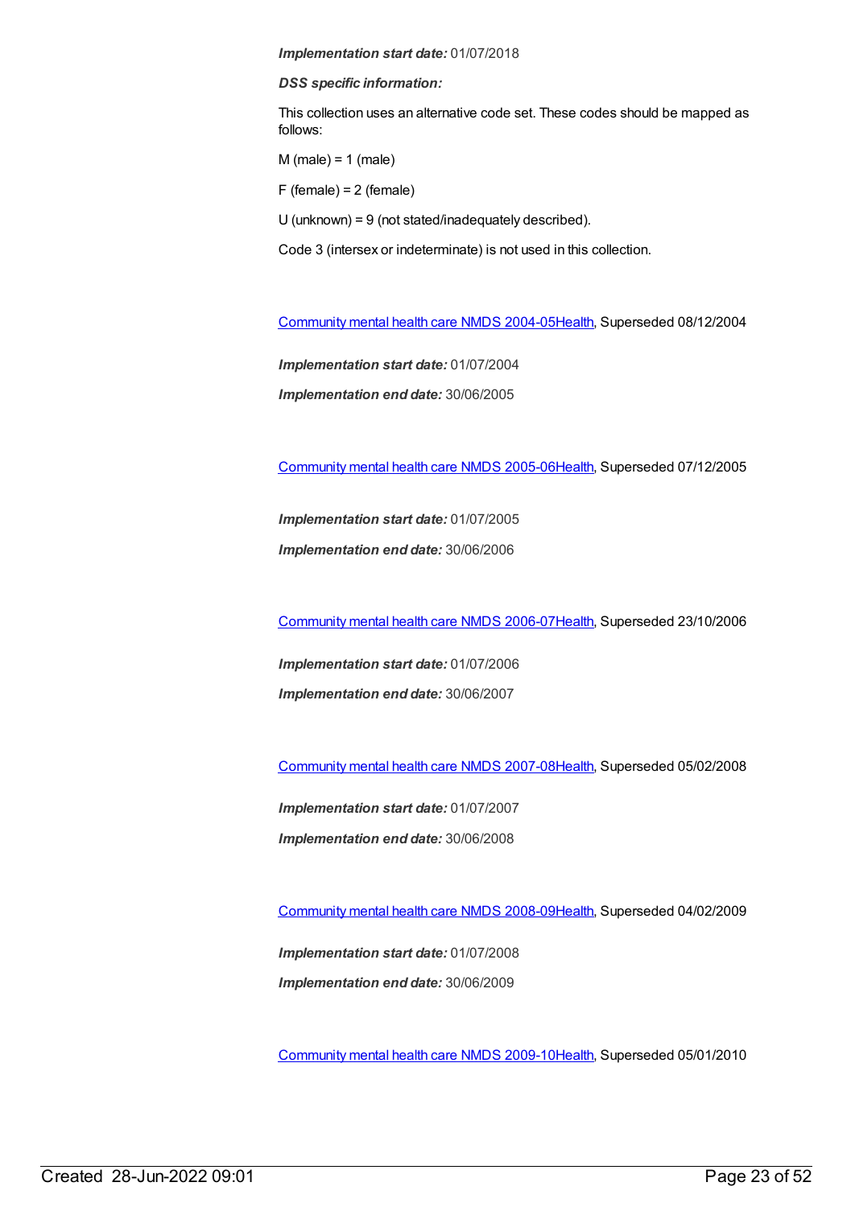***Implementation start date:*** 01/07/2018

***DSS specific information:***

This collection uses an alternative code set. These codes should be mapped as follows:

M (male) = 1 (male)

F (female) = 2 (female)

U (unknown) = 9 (not stated/inadequately described).

Code 3 (intersex or indeterminate) is not used in this collection.

Community mental health care NMDS 2004-05Health, Superseded 08/12/2004

***Implementation start date:*** 01/07/2004

***Implementation end date:*** 30/06/2005

Community mental health care NMDS 2005-06Health, Superseded 07/12/2005

***Implementation start date:*** 01/07/2005

***Implementation end date:*** 30/06/2006

Community mental health care NMDS 2006-07Health, Superseded 23/10/2006

***Implementation start date:*** 01/07/2006

***Implementation end date:*** 30/06/2007

Community mental health care NMDS 2007-08Health, Superseded 05/02/2008

***Implementation start date:*** 01/07/2007

***Implementation end date:*** 30/06/2008

Community mental health care NMDS 2008-09Health, Superseded 04/02/2009

***Implementation start date:*** 01/07/2008

***Implementation end date:*** 30/06/2009

Community mental health care NMDS 2009-10Health, Superseded 05/01/2010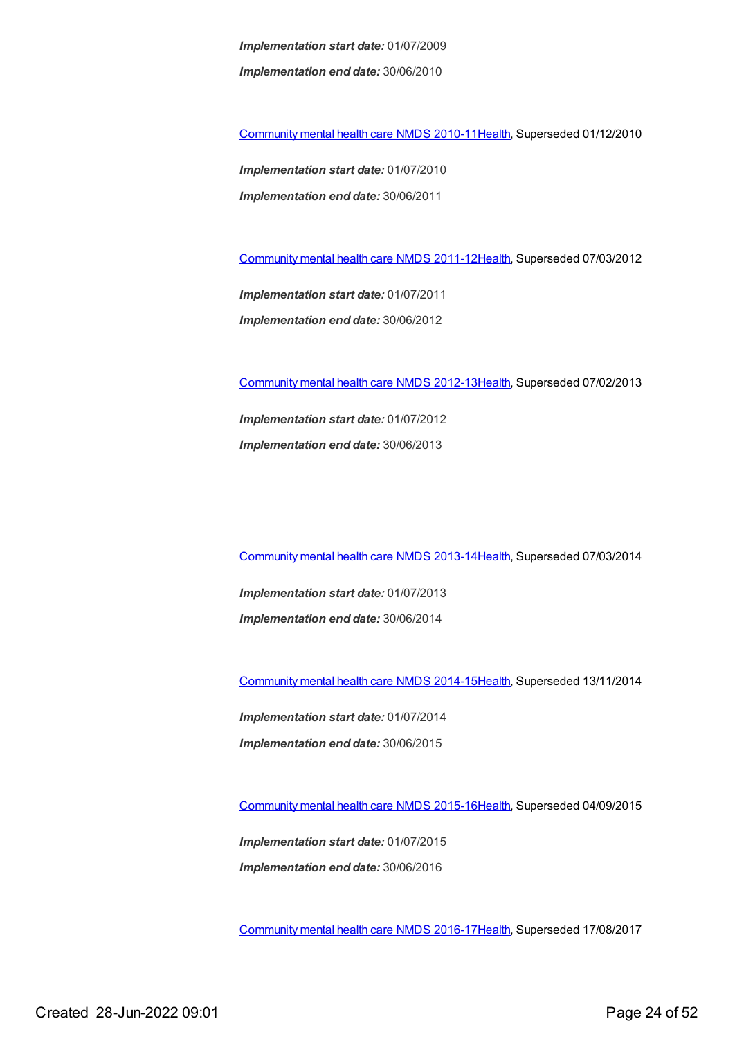***Implementation start date:*** 01/07/2009

***Implementation end date:*** 30/06/2010

Community mental health care NMDS 2010-11Health, Superseded 01/12/2010

***Implementation start date:*** 01/07/2010

***Implementation end date:*** 30/06/2011

Community mental health care NMDS 2011-12Health, Superseded 07/03/2012

***Implementation start date:*** 01/07/2011

***Implementation end date:*** 30/06/2012

Community mental health care NMDS 2012-13Health, Superseded 07/02/2013

***Implementation start date:*** 01/07/2012

***Implementation end date:*** 30/06/2013

Community mental health care NMDS 2013-14Health, Superseded 07/03/2014

***Implementation start date:*** 01/07/2013

***Implementation end date:*** 30/06/2014

Community mental health care NMDS 2014-15Health, Superseded 13/11/2014

***Implementation start date:*** 01/07/2014

***Implementation end date:*** 30/06/2015

Community mental health care NMDS 2015-16Health, Superseded 04/09/2015

***Implementation start date:*** 01/07/2015

***Implementation end date:*** 30/06/2016

Community mental health care NMDS 2016-17Health, Superseded 17/08/2017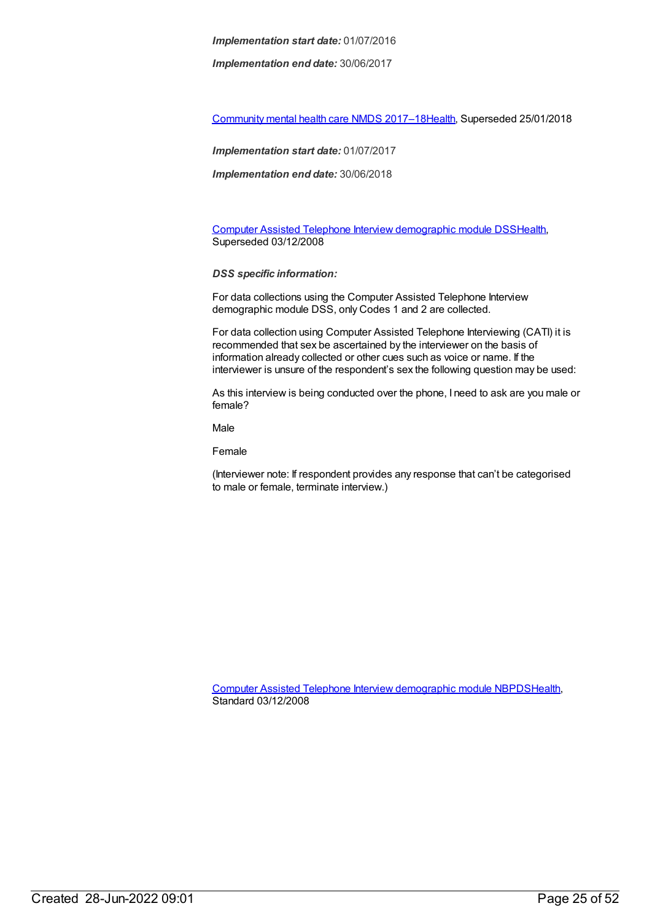***Implementation start date:*** 01/07/2016

***Implementation end date:*** 30/06/2017

Community mental health care NMDS 2017–18Health, Superseded 25/01/2018

***Implementation start date:*** 01/07/2017

***Implementation end date:*** 30/06/2018

Computer Assisted Telephone Interview demographic module DSSHealth, Superseded 03/12/2008

***DSS specific information:***

For data collections using the Computer Assisted Telephone Interview demographic module DSS, only Codes 1 and 2 are collected.

For data collection using Computer Assisted Telephone Interviewing (CATI) it is recommended that sex be ascertained by the interviewer on the basis of information already collected or other cues such as voice or name. If the interviewer is unsure of the respondent's sex the following question may be used:

As this interview is being conducted over the phone, I need to ask are you male or female?

Male

Female

(Interviewer note: If respondent provides any response that can't be categorised to male or female, terminate interview.)

Computer Assisted Telephone Interview demographic module NBPDSHealth, Standard 03/12/2008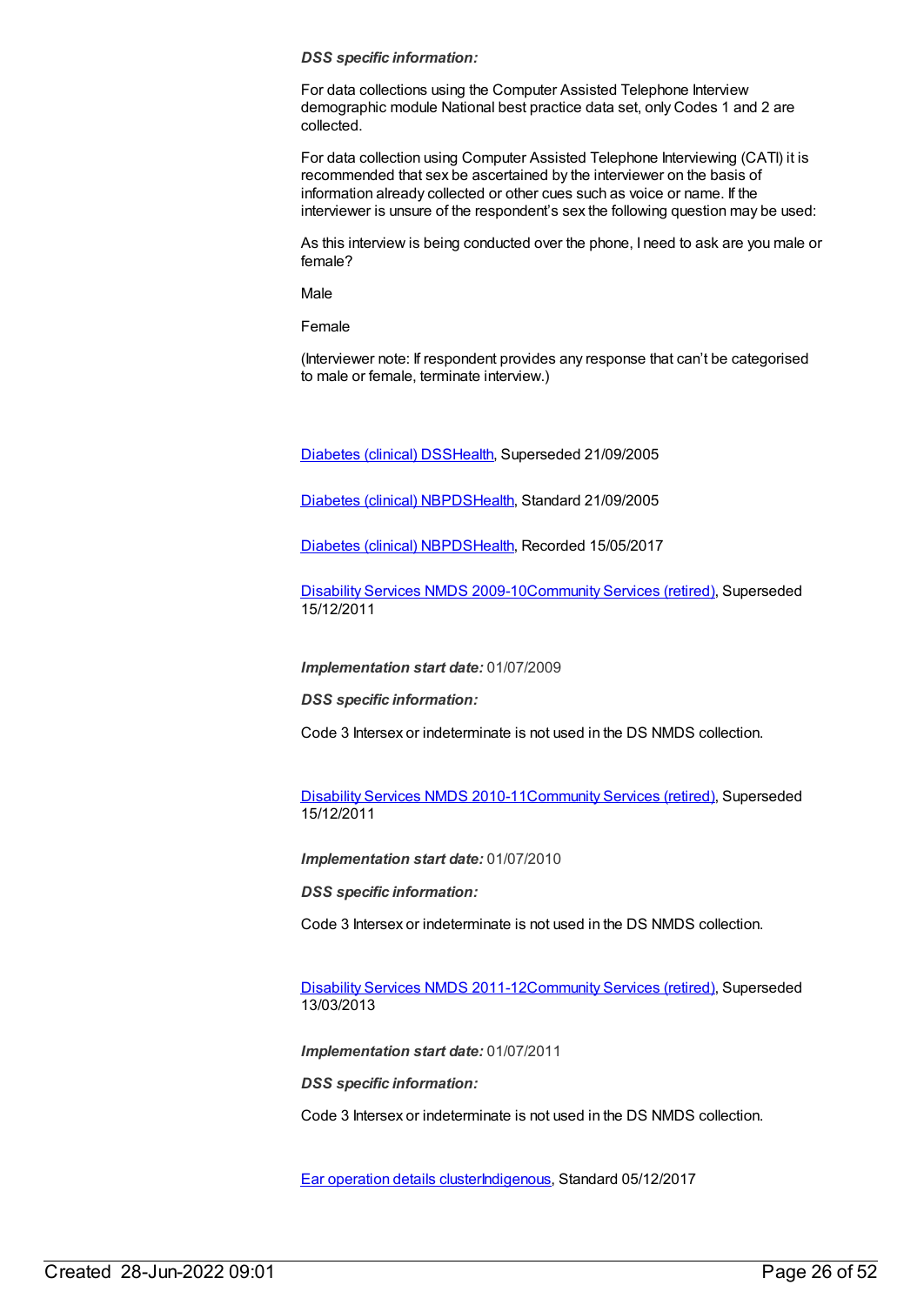***DSS specific information:***

For data collections using the Computer Assisted Telephone Interview demographic module National best practice data set, only Codes 1 and 2 are collected.

For data collection using Computer Assisted Telephone Interviewing (CATI) it is recommended that sex be ascertained by the interviewer on the basis of information already collected or other cues such as voice or name. If the interviewer is unsure of the respondent's sex the following question may be used:

As this interview is being conducted over the phone, I need to ask are you male or female?

Male

Female

(Interviewer note: If respondent provides any response that can't be categorised to male or female, terminate interview.)

Diabetes (clinical) DSSHealth, Superseded 21/09/2005

Diabetes (clinical) NBPDSHealth, Standard 21/09/2005

Diabetes (clinical) NBPDSHealth, Recorded 15/05/2017

Disability Services NMDS 2009-10Community Services (retired), Superseded 15/12/2011

***Implementation start date:*** 01/07/2009

***DSS specific information:***

Code 3 Intersex or indeterminate is not used in the DS NMDS collection.

Disability Services NMDS 2010-11Community Services (retired), Superseded 15/12/2011

***Implementation start date:*** 01/07/2010

***DSS specific information:***

Code 3 Intersex or indeterminate is not used in the DS NMDS collection.

Disability Services NMDS 2011-12Community Services (retired), Superseded 13/03/2013

***Implementation start date:*** 01/07/2011

***DSS specific information:***

Code 3 Intersex or indeterminate is not used in the DS NMDS collection.

Ear operation details clusterIndigenous, Standard 05/12/2017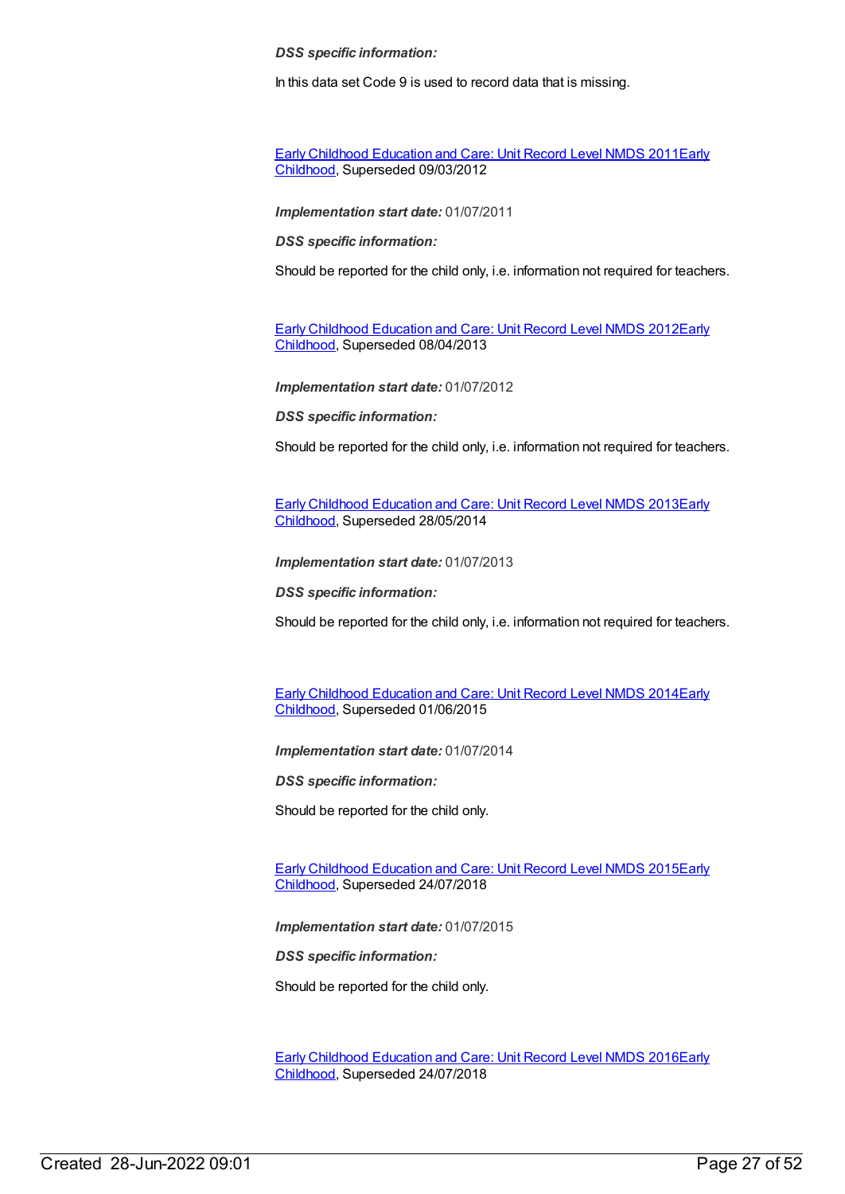***DSS specific information:***

In this data set Code 9 is used to record data that is missing.

[Early Childhood Education and Care: Unit Record Level NMDS 2011Early Childhood](), Superseded 09/03/2012

***Implementation start date:*** 01/07/2011

***DSS specific information:***

Should be reported for the child only, i.e. information not required for teachers.

[Early Childhood Education and Care: Unit Record Level NMDS 2012Early Childhood](), Superseded 08/04/2013

***Implementation start date:*** 01/07/2012

***DSS specific information:***

Should be reported for the child only, i.e. information not required for teachers.

[Early Childhood Education and Care: Unit Record Level NMDS 2013Early Childhood](), Superseded 28/05/2014

***Implementation start date:*** 01/07/2013

***DSS specific information:***

Should be reported for the child only, i.e. information not required for teachers.

[Early Childhood Education and Care: Unit Record Level NMDS 2014Early Childhood](), Superseded 01/06/2015

***Implementation start date:*** 01/07/2014

***DSS specific information:***

Should be reported for the child only.

[Early Childhood Education and Care: Unit Record Level NMDS 2015Early Childhood](), Superseded 24/07/2018

***Implementation start date:*** 01/07/2015

***DSS specific information:***

Should be reported for the child only.

[Early Childhood Education and Care: Unit Record Level NMDS 2016Early Childhood](), Superseded 24/07/2018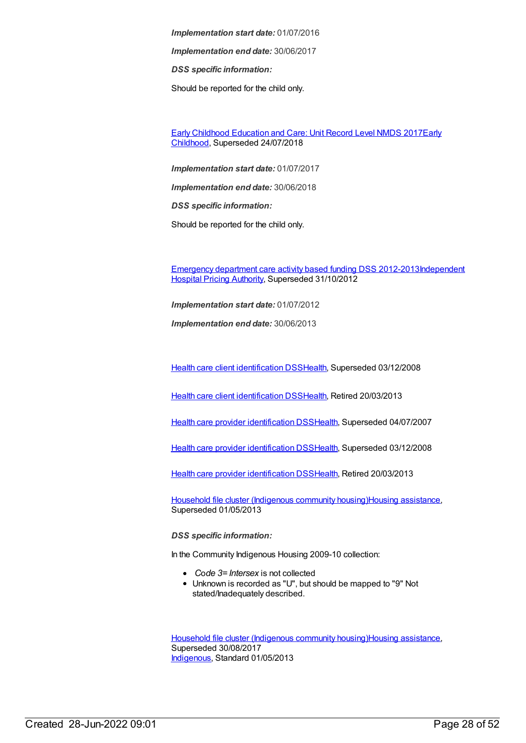***Implementation start date:*** 01/07/2016

***Implementation end date:*** 30/06/2017

***DSS specific information:***

Should be reported for the child only.

Early Childhood Education and Care: Unit Record Level NMDS 2017Early Childhood, Superseded 24/07/2018

***Implementation start date:*** 01/07/2017

***Implementation end date:*** 30/06/2018

***DSS specific information:***

Should be reported for the child only.

Emergency department care activity based funding DSS 2012-2013Independent Hospital Pricing Authority, Superseded 31/10/2012

***Implementation start date:*** 01/07/2012

***Implementation end date:*** 30/06/2013

Health care client identification DSSHealth, Superseded 03/12/2008

Health care client identification DSSHealth, Retired 20/03/2013

Health care provider identification DSSHealth, Superseded 04/07/2007

Health care provider identification DSSHealth, Superseded 03/12/2008

Health care provider identification DSSHealth, Retired 20/03/2013

Household file cluster (Indigenous community housing)Housing assistance, Superseded 01/05/2013

***DSS specific information:***

In the Community Indigenous Housing 2009-10 collection:

- *Code 3= Intersex* is not collected
- Unknown is recorded as "U", but should be mapped to "9" Not stated/Inadequately described.

Household file cluster (Indigenous community housing)Housing assistance, Superseded 30/08/2017
Indigenous, Standard 01/05/2013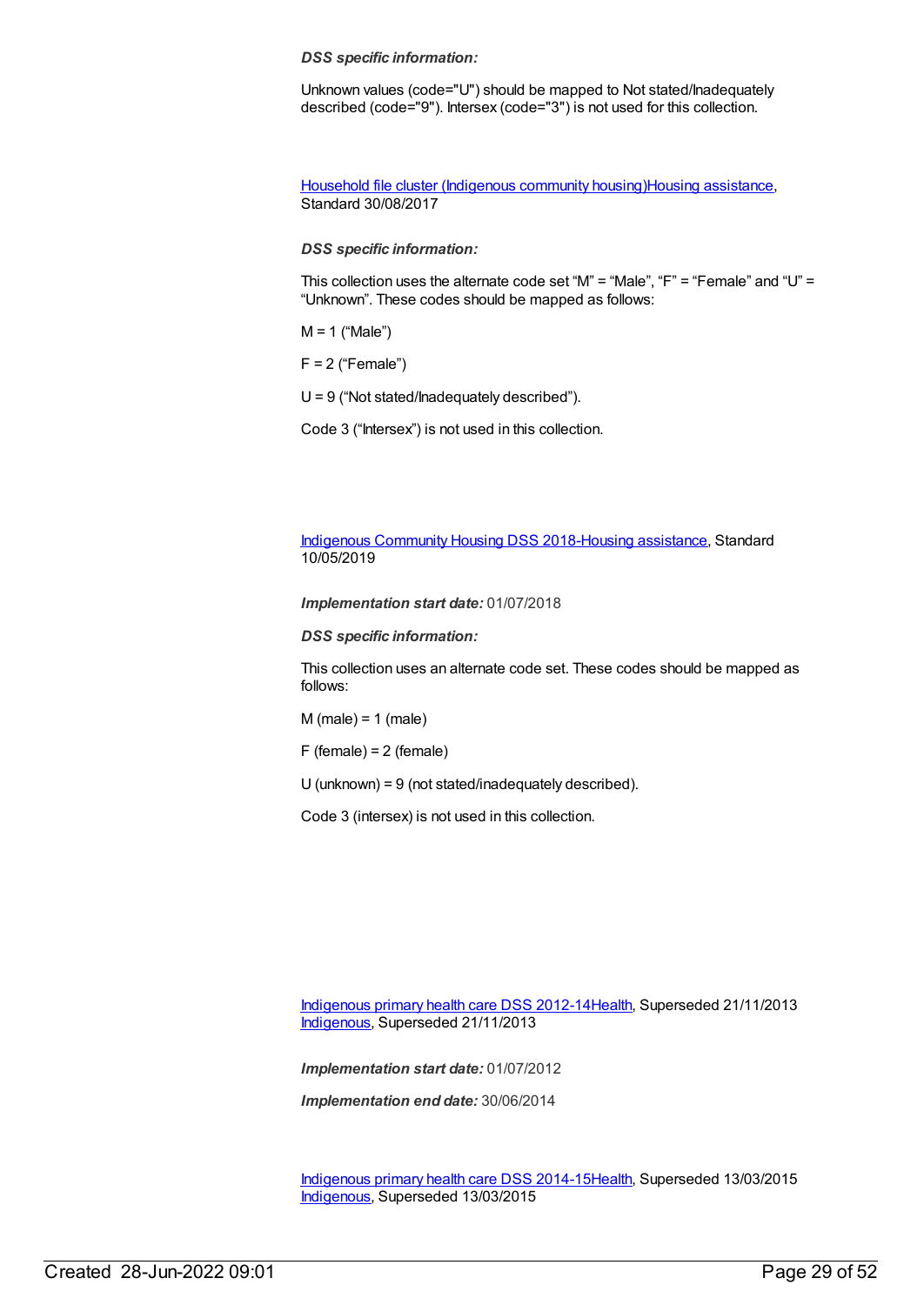***DSS specific information:***

Unknown values (code="U") should be mapped to Not stated/Inadequately described (code="9"). Intersex (code="3") is not used for this collection.

Household file cluster (Indigenous community housing)Housing assistance, Standard 30/08/2017

***DSS specific information:***

This collection uses the alternate code set “M” = “Male”, “F” = “Female” and “U” = “Unknown”. These codes should be mapped as follows:

M = 1 (“Male”)

F = 2 (“Female”)

U = 9 (“Not stated/Inadequately described”).

Code 3 (“Intersex”) is not used in this collection.

Indigenous Community Housing DSS 2018-Housing assistance, Standard 10/05/2019

***Implementation start date:*** 01/07/2018

***DSS specific information:***

This collection uses an alternate code set. These codes should be mapped as follows:

M (male) = 1 (male)

F (female) = 2 (female)

U (unknown) = 9 (not stated/inadequately described).

Code 3 (intersex) is not used in this collection.

Indigenous primary health care DSS 2012-14Health, Superseded 21/11/2013
Indigenous, Superseded 21/11/2013

***Implementation start date:*** 01/07/2012

***Implementation end date:*** 30/06/2014

Indigenous primary health care DSS 2014-15Health, Superseded 13/03/2015
Indigenous, Superseded 13/03/2015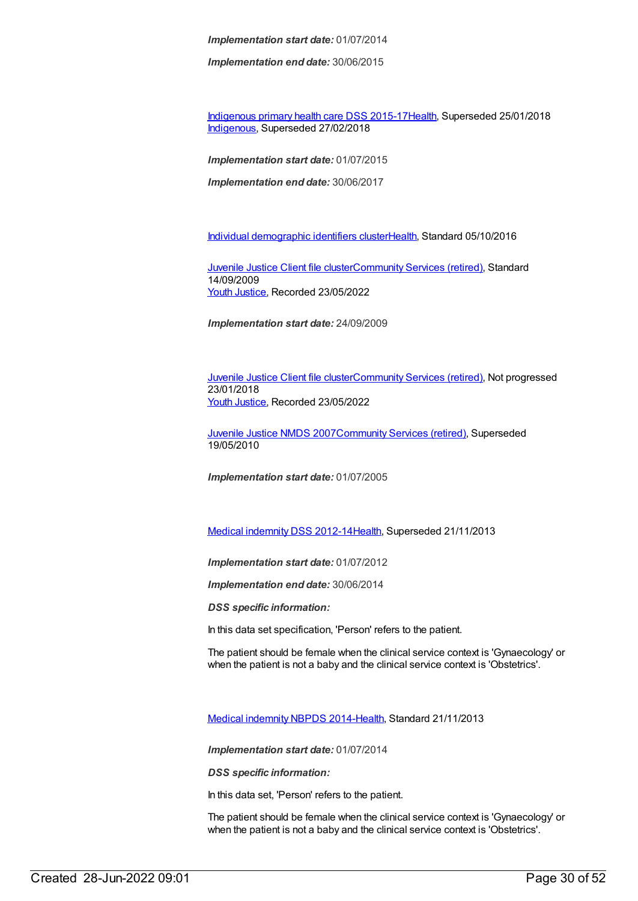***Implementation start date:*** 01/07/2014

***Implementation end date:*** 30/06/2015

Indigenous primary health care DSS 2015-17Health, Superseded 25/01/2018
Indigenous, Superseded 27/02/2018

***Implementation start date:*** 01/07/2015

***Implementation end date:*** 30/06/2017

Individual demographic identifiers clusterHealth, Standard 05/10/2016

Juvenile Justice Client file clusterCommunity Services (retired), Standard 14/09/2009
Youth Justice, Recorded 23/05/2022

***Implementation start date:*** 24/09/2009

Juvenile Justice Client file clusterCommunity Services (retired), Not progressed 23/01/2018
Youth Justice, Recorded 23/05/2022

Juvenile Justice NMDS 2007Community Services (retired), Superseded 19/05/2010

***Implementation start date:*** 01/07/2005

Medical indemnity DSS 2012-14Health, Superseded 21/11/2013

***Implementation start date:*** 01/07/2012

***Implementation end date:*** 30/06/2014

***DSS specific information:***

In this data set specification, 'Person' refers to the patient.

The patient should be female when the clinical service context is 'Gynaecology' or when the patient is not a baby and the clinical service context is 'Obstetrics'.

Medical indemnity NBPDS 2014-Health, Standard 21/11/2013

***Implementation start date:*** 01/07/2014

***DSS specific information:***

In this data set, 'Person' refers to the patient.

The patient should be female when the clinical service context is 'Gynaecology' or when the patient is not a baby and the clinical service context is 'Obstetrics'.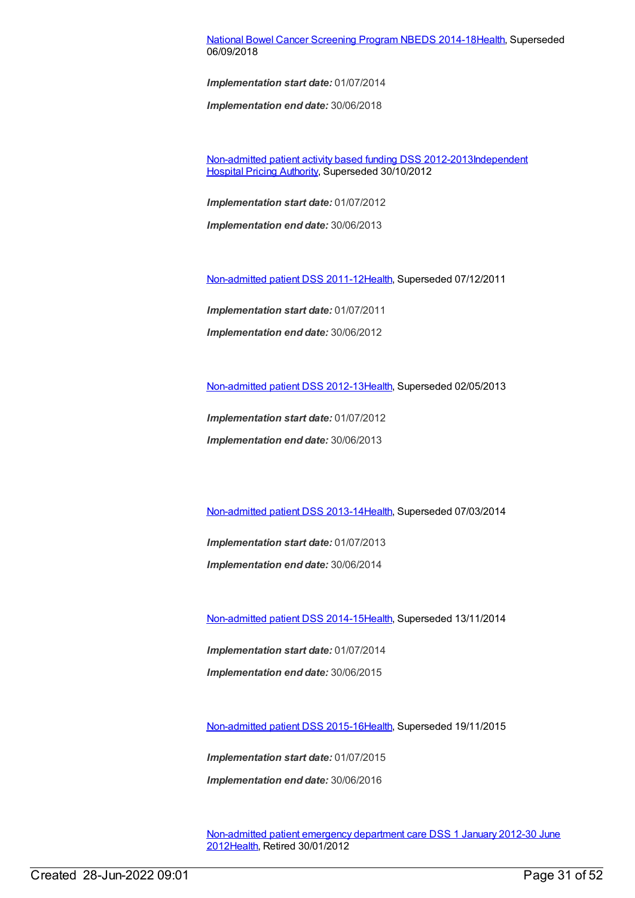National Bowel Cancer Screening Program NBEDS 2014-18Health, Superseded 06/09/2018

***Implementation start date:*** 01/07/2014

***Implementation end date:*** 30/06/2018

Non-admitted patient activity based funding DSS 2012-2013Independent Hospital Pricing Authority, Superseded 30/10/2012

***Implementation start date:*** 01/07/2012

***Implementation end date:*** 30/06/2013

Non-admitted patient DSS 2011-12Health, Superseded 07/12/2011

***Implementation start date:*** 01/07/2011

***Implementation end date:*** 30/06/2012

Non-admitted patient DSS 2012-13Health, Superseded 02/05/2013

***Implementation start date:*** 01/07/2012

***Implementation end date:*** 30/06/2013

Non-admitted patient DSS 2013-14Health, Superseded 07/03/2014

***Implementation start date:*** 01/07/2013

***Implementation end date:*** 30/06/2014

Non-admitted patient DSS 2014-15Health, Superseded 13/11/2014

***Implementation start date:*** 01/07/2014

***Implementation end date:*** 30/06/2015

Non-admitted patient DSS 2015-16Health, Superseded 19/11/2015

***Implementation start date:*** 01/07/2015

***Implementation end date:*** 30/06/2016

Non-admitted patient emergency department care DSS 1 January 2012-30 June 2012Health, Retired 30/01/2012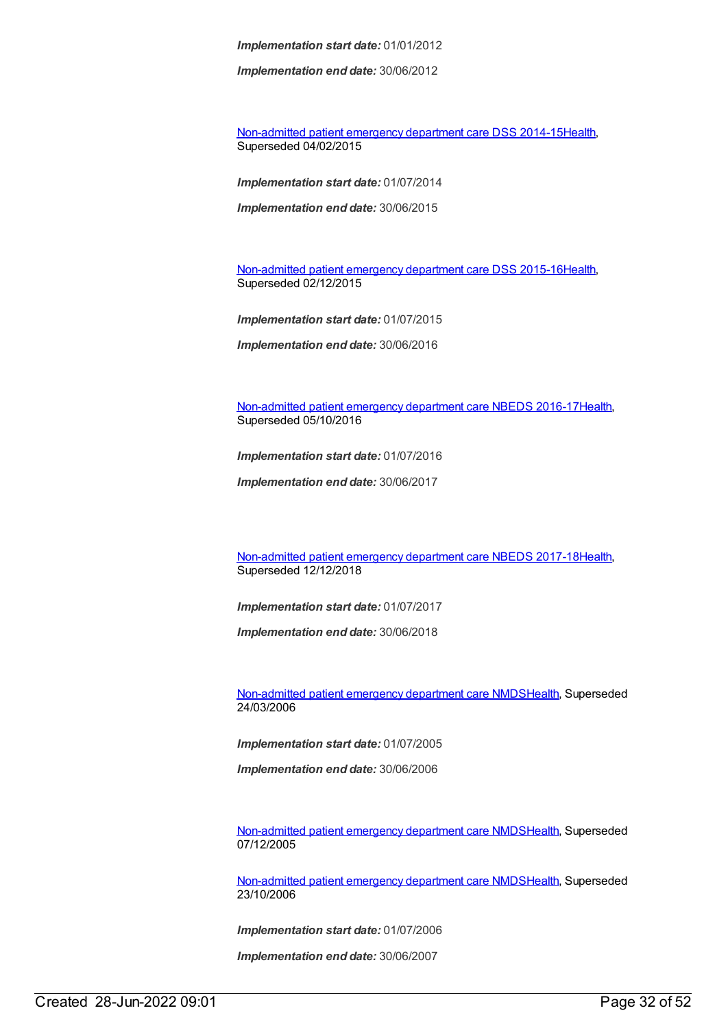***Implementation start date:*** 01/01/2012

***Implementation end date:*** 30/06/2012

Non-admitted patient emergency department care DSS 2014-15Health, Superseded 04/02/2015

***Implementation start date:*** 01/07/2014

***Implementation end date:*** 30/06/2015

Non-admitted patient emergency department care DSS 2015-16Health, Superseded 02/12/2015

***Implementation start date:*** 01/07/2015

***Implementation end date:*** 30/06/2016

Non-admitted patient emergency department care NBEDS 2016-17Health, Superseded 05/10/2016

***Implementation start date:*** 01/07/2016

***Implementation end date:*** 30/06/2017

Non-admitted patient emergency department care NBEDS 2017-18Health, Superseded 12/12/2018

***Implementation start date:*** 01/07/2017

***Implementation end date:*** 30/06/2018

Non-admitted patient emergency department care NMDSHealth, Superseded 24/03/2006

***Implementation start date:*** 01/07/2005

***Implementation end date:*** 30/06/2006

Non-admitted patient emergency department care NMDSHealth, Superseded 07/12/2005

Non-admitted patient emergency department care NMDSHealth, Superseded 23/10/2006

***Implementation start date:*** 01/07/2006

***Implementation end date:*** 30/06/2007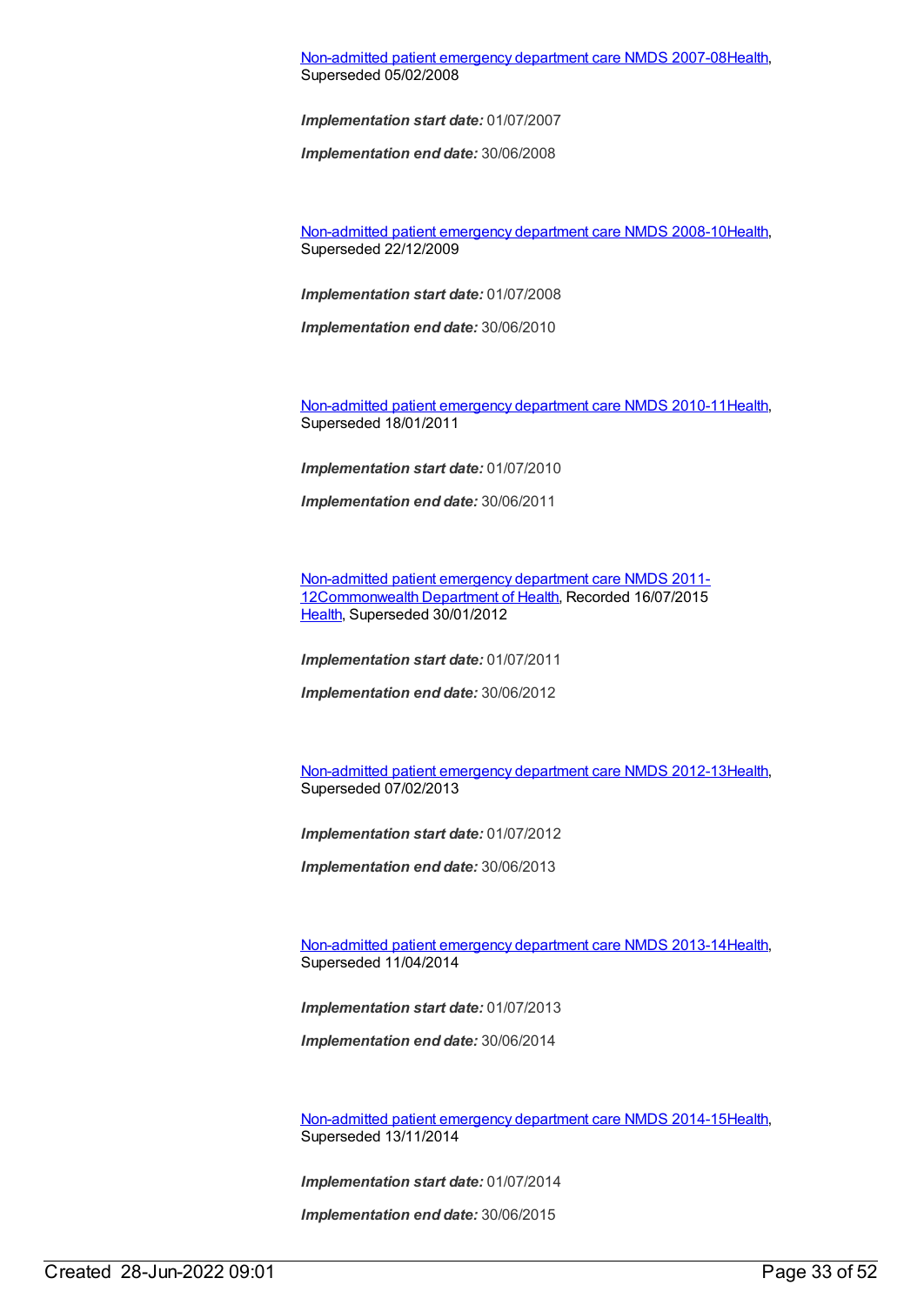Non-admitted patient emergency department care NMDS 2007-08Health, Superseded 05/02/2008

***Implementation start date:*** 01/07/2007

***Implementation end date:*** 30/06/2008

Non-admitted patient emergency department care NMDS 2008-10Health, Superseded 22/12/2009

***Implementation start date:*** 01/07/2008

***Implementation end date:*** 30/06/2010

Non-admitted patient emergency department care NMDS 2010-11Health, Superseded 18/01/2011

***Implementation start date:*** 01/07/2010

***Implementation end date:*** 30/06/2011

Non-admitted patient emergency department care NMDS 2011-12Commonwealth Department of Health, Recorded 16/07/2015
Health, Superseded 30/01/2012

***Implementation start date:*** 01/07/2011

***Implementation end date:*** 30/06/2012

Non-admitted patient emergency department care NMDS 2012-13Health, Superseded 07/02/2013

***Implementation start date:*** 01/07/2012

***Implementation end date:*** 30/06/2013

Non-admitted patient emergency department care NMDS 2013-14Health, Superseded 11/04/2014

***Implementation start date:*** 01/07/2013

***Implementation end date:*** 30/06/2014

Non-admitted patient emergency department care NMDS 2014-15Health, Superseded 13/11/2014

***Implementation start date:*** 01/07/2014

***Implementation end date:*** 30/06/2015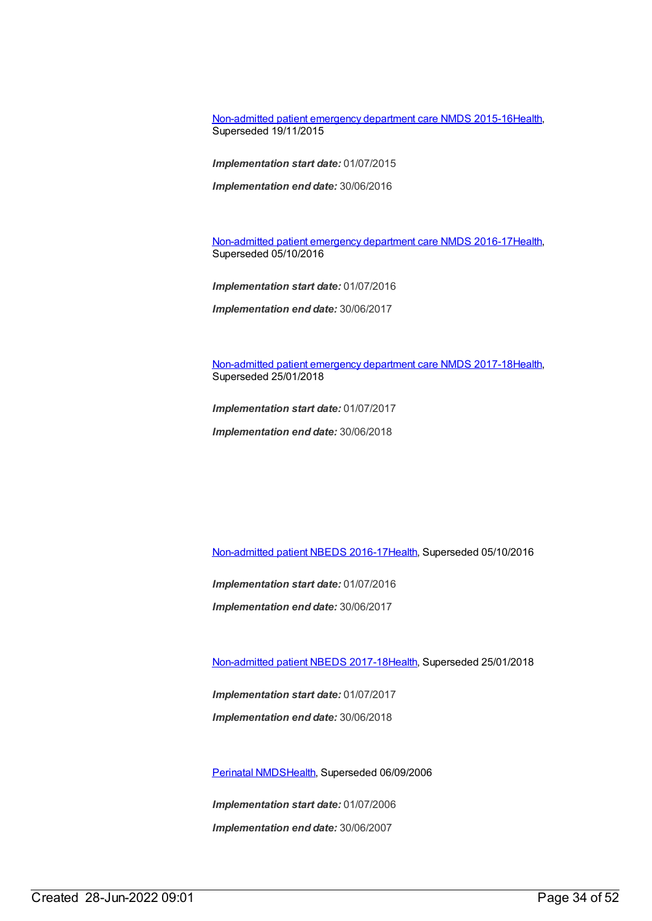Non-admitted patient emergency department care NMDS 2015-16Health, Superseded 19/11/2015

***Implementation start date:*** 01/07/2015

***Implementation end date:*** 30/06/2016

Non-admitted patient emergency department care NMDS 2016-17Health, Superseded 05/10/2016

***Implementation start date:*** 01/07/2016

***Implementation end date:*** 30/06/2017

Non-admitted patient emergency department care NMDS 2017-18Health, Superseded 25/01/2018

***Implementation start date:*** 01/07/2017

***Implementation end date:*** 30/06/2018

Non-admitted patient NBEDS 2016-17Health, Superseded 05/10/2016

***Implementation start date:*** 01/07/2016

***Implementation end date:*** 30/06/2017

Non-admitted patient NBEDS 2017-18Health, Superseded 25/01/2018

***Implementation start date:*** 01/07/2017

***Implementation end date:*** 30/06/2018

Perinatal NMDSHealth, Superseded 06/09/2006

***Implementation start date:*** 01/07/2006

***Implementation end date:*** 30/06/2007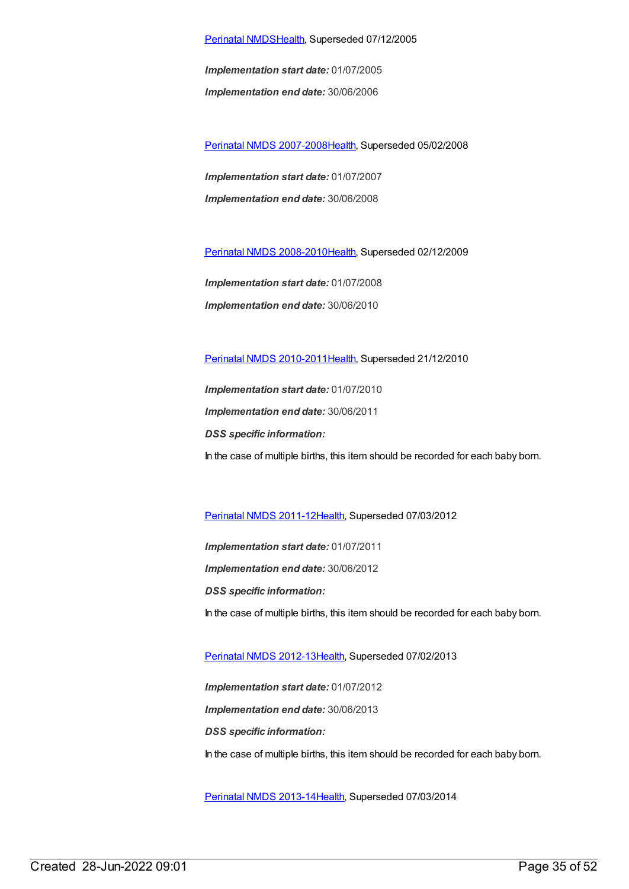Perinatal NMDSHealth, Superseded 07/12/2005

***Implementation start date:*** 01/07/2005

***Implementation end date:*** 30/06/2006

Perinatal NMDS 2007-2008Health, Superseded 05/02/2008

***Implementation start date:*** 01/07/2007

***Implementation end date:*** 30/06/2008

Perinatal NMDS 2008-2010Health, Superseded 02/12/2009

***Implementation start date:*** 01/07/2008

***Implementation end date:*** 30/06/2010

Perinatal NMDS 2010-2011Health, Superseded 21/12/2010

***Implementation start date:*** 01/07/2010

***Implementation end date:*** 30/06/2011

***DSS specific information:***

In the case of multiple births, this item should be recorded for each baby born.

Perinatal NMDS 2011-12Health, Superseded 07/03/2012

***Implementation start date:*** 01/07/2011

***Implementation end date:*** 30/06/2012

***DSS specific information:***

In the case of multiple births, this item should be recorded for each baby born.

Perinatal NMDS 2012-13Health, Superseded 07/02/2013

***Implementation start date:*** 01/07/2012

***Implementation end date:*** 30/06/2013

***DSS specific information:***

In the case of multiple births, this item should be recorded for each baby born.

Perinatal NMDS 2013-14Health, Superseded 07/03/2014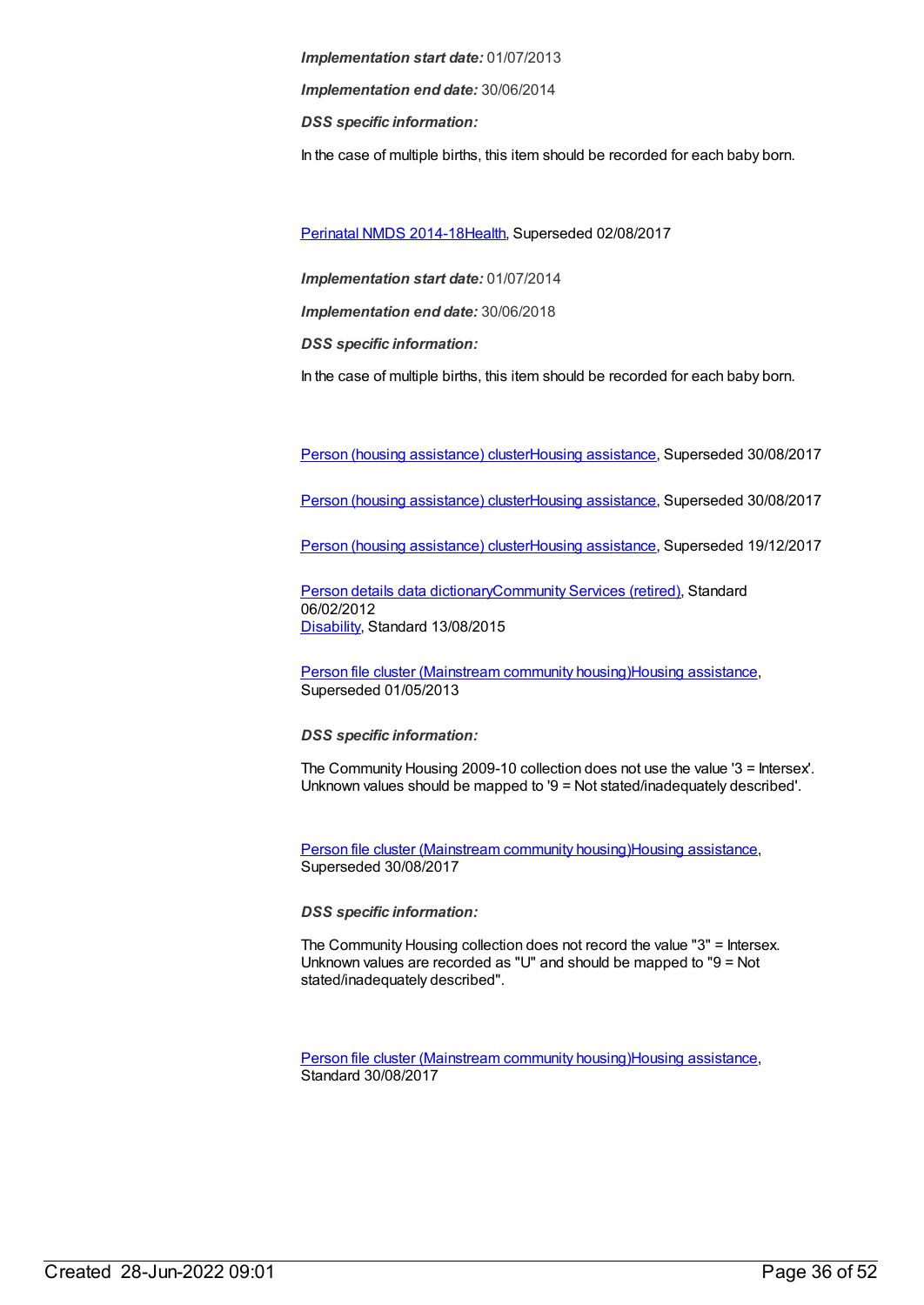*Implementation start date:* 01/07/2013

*Implementation end date:* 30/06/2014

*DSS specific information:*

In the case of multiple births, this item should be recorded for each baby born.

Perinatal NMDS 2014-18Health, Superseded 02/08/2017

*Implementation start date:* 01/07/2014

*Implementation end date:* 30/06/2018

*DSS specific information:*

In the case of multiple births, this item should be recorded for each baby born.

Person (housing assistance) clusterHousing assistance, Superseded 30/08/2017

Person (housing assistance) clusterHousing assistance, Superseded 30/08/2017

Person (housing assistance) clusterHousing assistance, Superseded 19/12/2017

Person details data dictionaryCommunity Services (retired), Standard 06/02/2012
Disability, Standard 13/08/2015

Person file cluster (Mainstream community housing)Housing assistance, Superseded 01/05/2013

*DSS specific information:*

The Community Housing 2009-10 collection does not use the value '3 = Intersex'. Unknown values should be mapped to '9 = Not stated/inadequately described'.

Person file cluster (Mainstream community housing)Housing assistance, Superseded 30/08/2017

*DSS specific information:*

The Community Housing collection does not record the value "3" = Intersex. Unknown values are recorded as "U" and should be mapped to "9 = Not stated/inadequately described".

Person file cluster (Mainstream community housing)Housing assistance, Standard 30/08/2017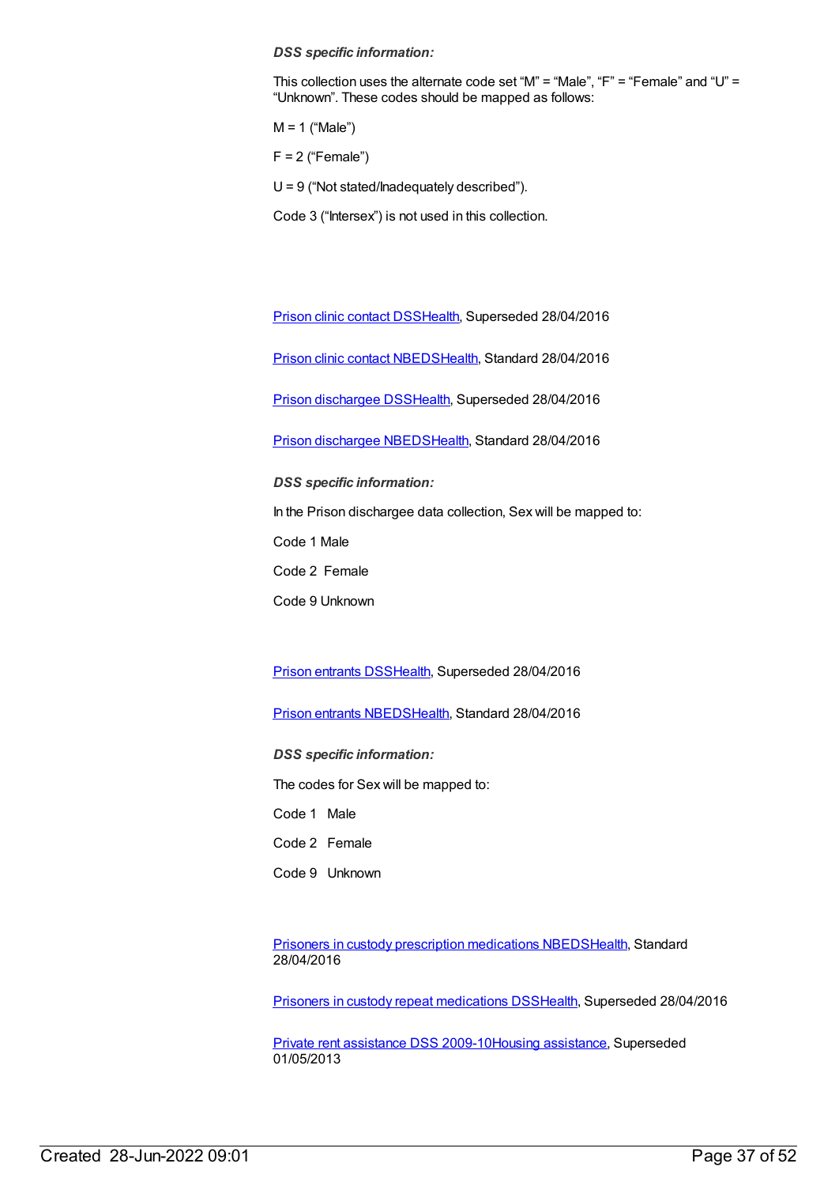*DSS specific information:*

This collection uses the alternate code set “M” = “Male”, “F” = “Female” and “U” = “Unknown”. These codes should be mapped as follows:

M = 1 (“Male”)

F = 2 (“Female”)

U = 9 (“Not stated/Inadequately described”).

Code 3 (“Intersex”) is not used in this collection.

Prison clinic contact DSSHealth, Superseded 28/04/2016

Prison clinic contact NBEDSHealth, Standard 28/04/2016

Prison dischargee DSSHealth, Superseded 28/04/2016

Prison dischargee NBEDSHealth, Standard 28/04/2016

*DSS specific information:*

In the Prison dischargee data collection, Sex will be mapped to:

Code 1 Male

Code 2 Female

Code 9 Unknown

Prison entrants DSSHealth, Superseded 28/04/2016

Prison entrants NBEDSHealth, Standard 28/04/2016

*DSS specific information:*

The codes for Sex will be mapped to:

Code 1 Male

Code 2 Female

Code 9 Unknown

Prisoners in custody prescription medications NBEDSHealth, Standard 28/04/2016

Prisoners in custody repeat medications DSSHealth, Superseded 28/04/2016

Private rent assistance DSS 2009-10Housing assistance, Superseded 01/05/2013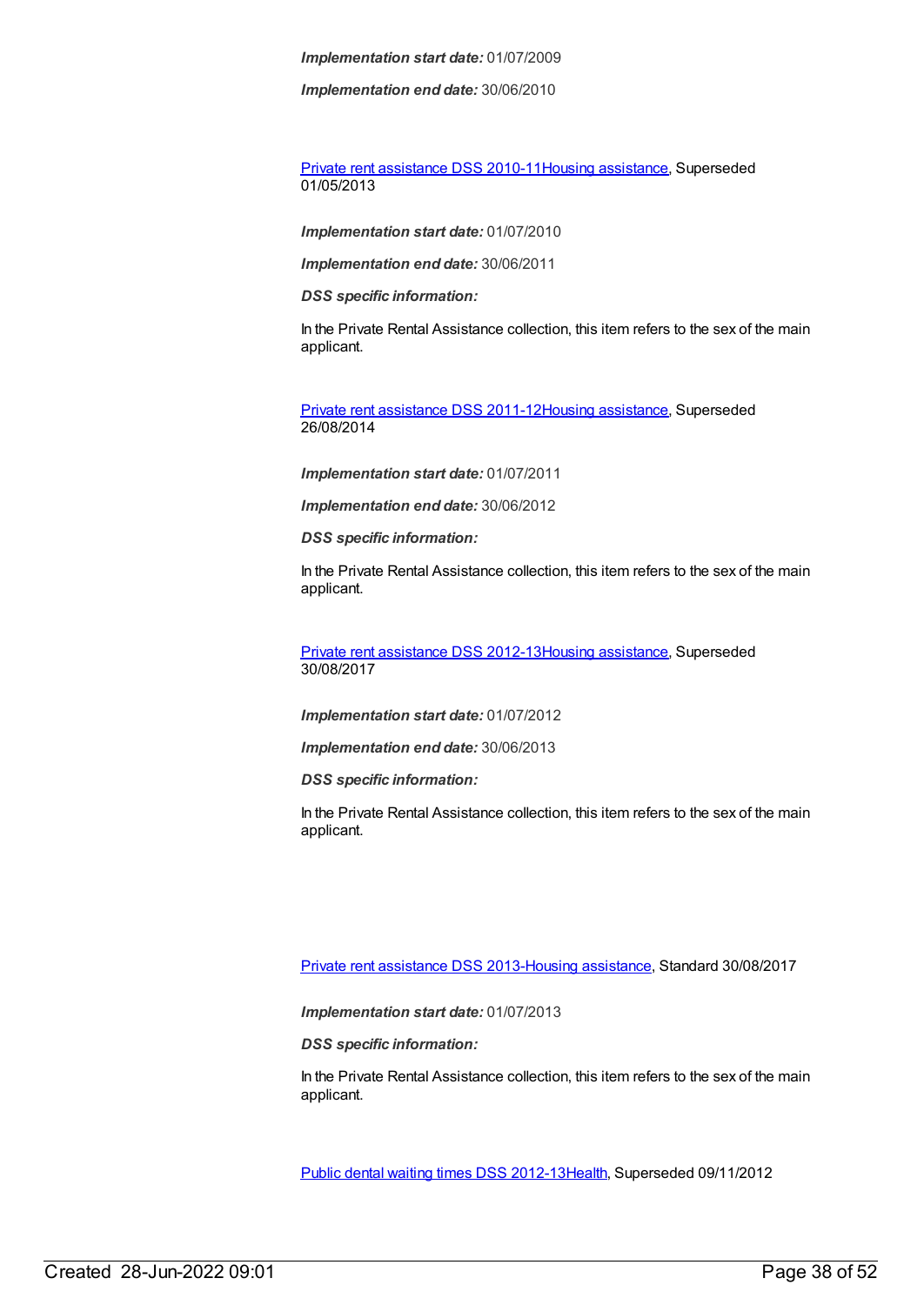***Implementation start date:*** 01/07/2009

***Implementation end date:*** 30/06/2010

Private rent assistance DSS 2010-11Housing assistance, Superseded 01/05/2013

***Implementation start date:*** 01/07/2010

***Implementation end date:*** 30/06/2011

***DSS specific information:***

In the Private Rental Assistance collection, this item refers to the sex of the main applicant.

Private rent assistance DSS 2011-12Housing assistance, Superseded 26/08/2014

***Implementation start date:*** 01/07/2011

***Implementation end date:*** 30/06/2012

***DSS specific information:***

In the Private Rental Assistance collection, this item refers to the sex of the main applicant.

Private rent assistance DSS 2012-13Housing assistance, Superseded 30/08/2017

***Implementation start date:*** 01/07/2012

***Implementation end date:*** 30/06/2013

***DSS specific information:***

In the Private Rental Assistance collection, this item refers to the sex of the main applicant.

Private rent assistance DSS 2013-Housing assistance, Standard 30/08/2017

***Implementation start date:*** 01/07/2013

***DSS specific information:***

In the Private Rental Assistance collection, this item refers to the sex of the main applicant.

Public dental waiting times DSS 2012-13Health, Superseded 09/11/2012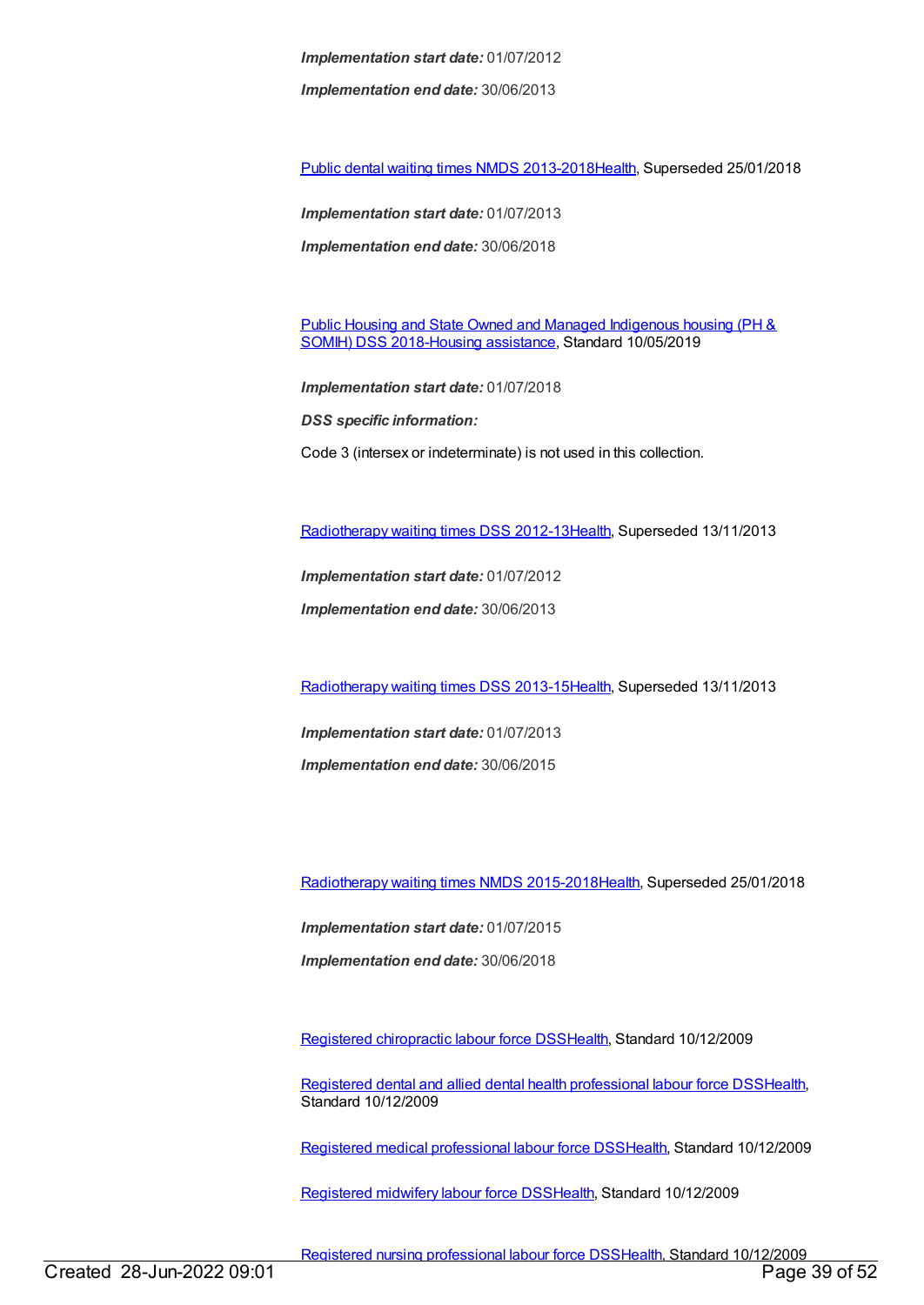***Implementation start date:*** 01/07/2012

***Implementation end date:*** 30/06/2013

Public dental waiting times NMDS 2013-2018Health, Superseded 25/01/2018

***Implementation start date:*** 01/07/2013

***Implementation end date:*** 30/06/2018

Public Housing and State Owned and Managed Indigenous housing (PH & SOMIH) DSS 2018-Housing assistance, Standard 10/05/2019

***Implementation start date:*** 01/07/2018

***DSS specific information:***

Code 3 (intersex or indeterminate) is not used in this collection.

Radiotherapy waiting times DSS 2012-13Health, Superseded 13/11/2013

***Implementation start date:*** 01/07/2012

***Implementation end date:*** 30/06/2013

Radiotherapy waiting times DSS 2013-15Health, Superseded 13/11/2013

***Implementation start date:*** 01/07/2013

***Implementation end date:*** 30/06/2015

Radiotherapy waiting times NMDS 2015-2018Health, Superseded 25/01/2018

***Implementation start date:*** 01/07/2015

***Implementation end date:*** 30/06/2018

Registered chiropractic labour force DSSHealth, Standard 10/12/2009

Registered dental and allied dental health professional labour force DSSHealth, Standard 10/12/2009

Registered medical professional labour force DSSHealth, Standard 10/12/2009

Registered midwifery labour force DSSHealth, Standard 10/12/2009

Registered nursing professional labour force DSSHealth, Standard 10/12/2009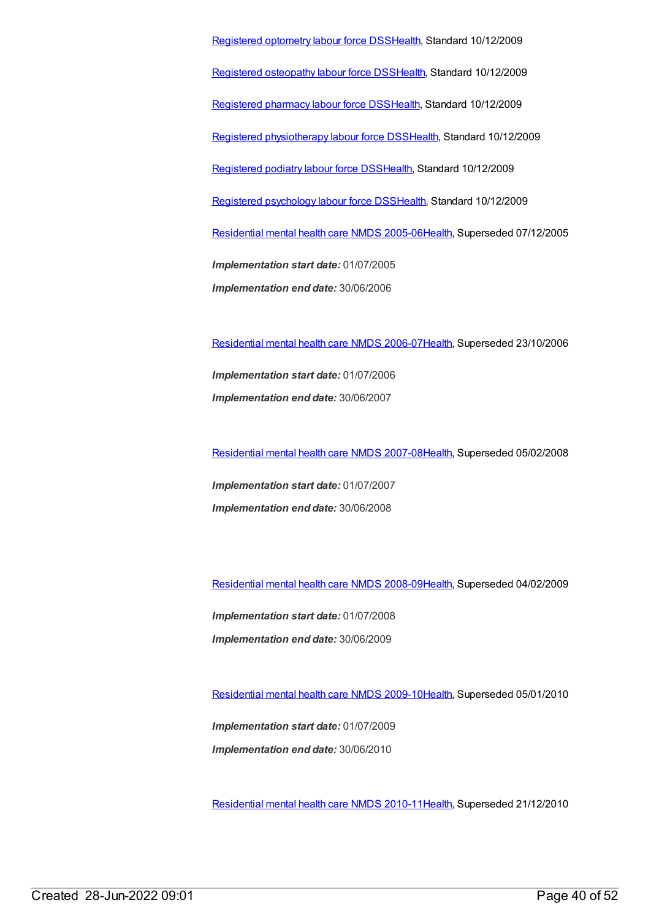Registered optometry labour force DSSHealth, Standard 10/12/2009

Registered osteopathy labour force DSSHealth, Standard 10/12/2009

Registered pharmacy labour force DSSHealth, Standard 10/12/2009

Registered physiotherapy labour force DSSHealth, Standard 10/12/2009

Registered podiatry labour force DSSHealth, Standard 10/12/2009

Registered psychology labour force DSSHealth, Standard 10/12/2009

Residential mental health care NMDS 2005-06Health, Superseded 07/12/2005

***Implementation start date:*** 01/07/2005

***Implementation end date:*** 30/06/2006

Residential mental health care NMDS 2006-07Health, Superseded 23/10/2006

***Implementation start date:*** 01/07/2006

***Implementation end date:*** 30/06/2007

Residential mental health care NMDS 2007-08Health, Superseded 05/02/2008

***Implementation start date:*** 01/07/2007

***Implementation end date:*** 30/06/2008

Residential mental health care NMDS 2008-09Health, Superseded 04/02/2009

***Implementation start date:*** 01/07/2008

***Implementation end date:*** 30/06/2009

Residential mental health care NMDS 2009-10Health, Superseded 05/01/2010

***Implementation start date:*** 01/07/2009

***Implementation end date:*** 30/06/2010

Residential mental health care NMDS 2010-11Health, Superseded 21/12/2010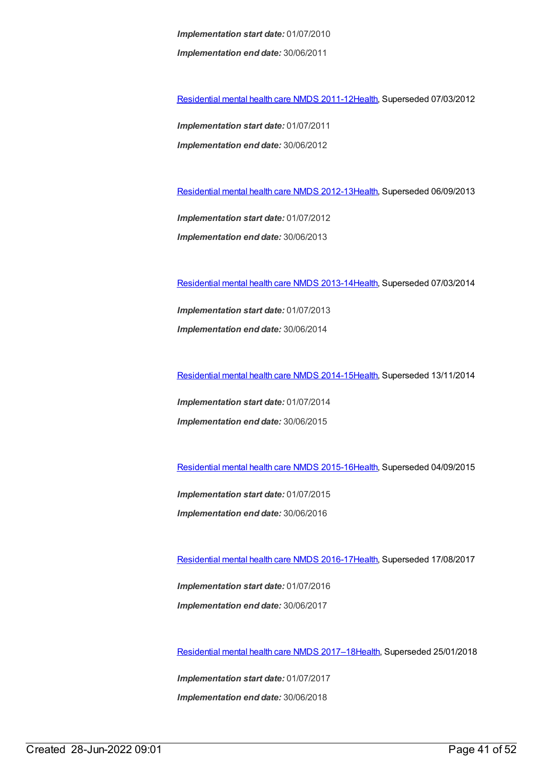***Implementation start date:*** 01/07/2010

***Implementation end date:*** 30/06/2011

Residential mental health care NMDS 2011-12Health, Superseded 07/03/2012

***Implementation start date:*** 01/07/2011

***Implementation end date:*** 30/06/2012

Residential mental health care NMDS 2012-13Health, Superseded 06/09/2013

***Implementation start date:*** 01/07/2012

***Implementation end date:*** 30/06/2013

Residential mental health care NMDS 2013-14Health, Superseded 07/03/2014

***Implementation start date:*** 01/07/2013

***Implementation end date:*** 30/06/2014

Residential mental health care NMDS 2014-15Health, Superseded 13/11/2014

***Implementation start date:*** 01/07/2014

***Implementation end date:*** 30/06/2015

Residential mental health care NMDS 2015-16Health, Superseded 04/09/2015

***Implementation start date:*** 01/07/2015

***Implementation end date:*** 30/06/2016

Residential mental health care NMDS 2016-17Health, Superseded 17/08/2017

***Implementation start date:*** 01/07/2016

***Implementation end date:*** 30/06/2017

Residential mental health care NMDS 2017–18Health, Superseded 25/01/2018

***Implementation start date:*** 01/07/2017

***Implementation end date:*** 30/06/2018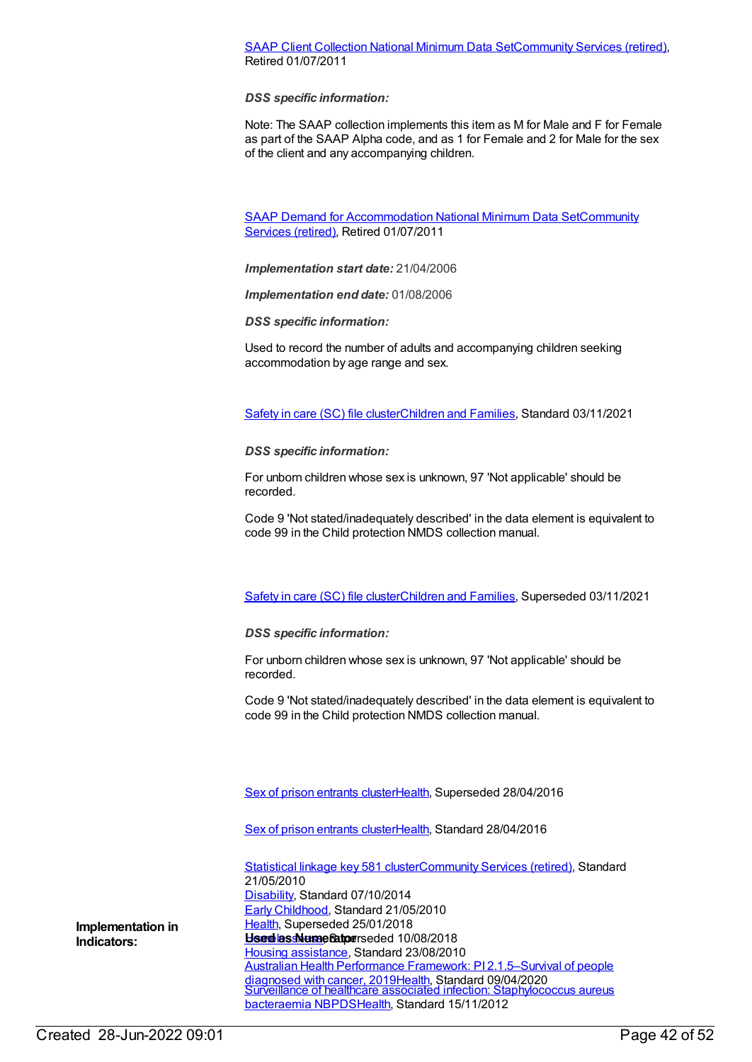SAAP Client Collection National Minimum Data SetCommunity Services (retired), Retired 01/07/2011

***DSS specific information:***

Note: The SAAP collection implements this item as M for Male and F for Female as part of the SAAP Alpha code, and as 1 for Female and 2 for Male for the sex of the client and any accompanying children.

SAAP Demand for Accommodation National Minimum Data SetCommunity Services (retired), Retired 01/07/2011

***Implementation start date:*** 21/04/2006

***Implementation end date:*** 01/08/2006

***DSS specific information:***

Used to record the number of adults and accompanying children seeking accommodation by age range and sex.

Safety in care (SC) file clusterChildren and Families, Standard 03/11/2021

***DSS specific information:***

For unborn children whose sex is unknown, 97 'Not applicable' should be recorded.

Code 9 'Not stated/inadequately described' in the data element is equivalent to code 99 in the Child protection NMDS collection manual.

Safety in care (SC) file clusterChildren and Families, Superseded 03/11/2021

***DSS specific information:***

For unborn children whose sex is unknown, 97 'Not applicable' should be recorded.

Code 9 'Not stated/inadequately described' in the data element is equivalent to code 99 in the Child protection NMDS collection manual.

Sex of prison entrants clusterHealth, Superseded 28/04/2016

Sex of prison entrants clusterHealth, Standard 28/04/2016

Statistical linkage key 581 clusterCommunity Services (retired), Standard 21/05/2010
Disability, Standard 07/10/2014
Early Childhood, Standard 21/05/2010
Health, Superseded 25/01/2018
Homelessness, Superseded 10/08/2018
Housing assistance, Standard 23/08/2010

**Implementation in Indicators:**

**Used as Numerator**
Australian Health Performance Framework: PI 2.1.5–Survival of people diagnosed with cancer, 2019Health, Standard 09/04/2020
Surveillance of healthcare associated infection: Staphylococcus aureus bacteraemia NBPDSHealth, Standard 15/11/2012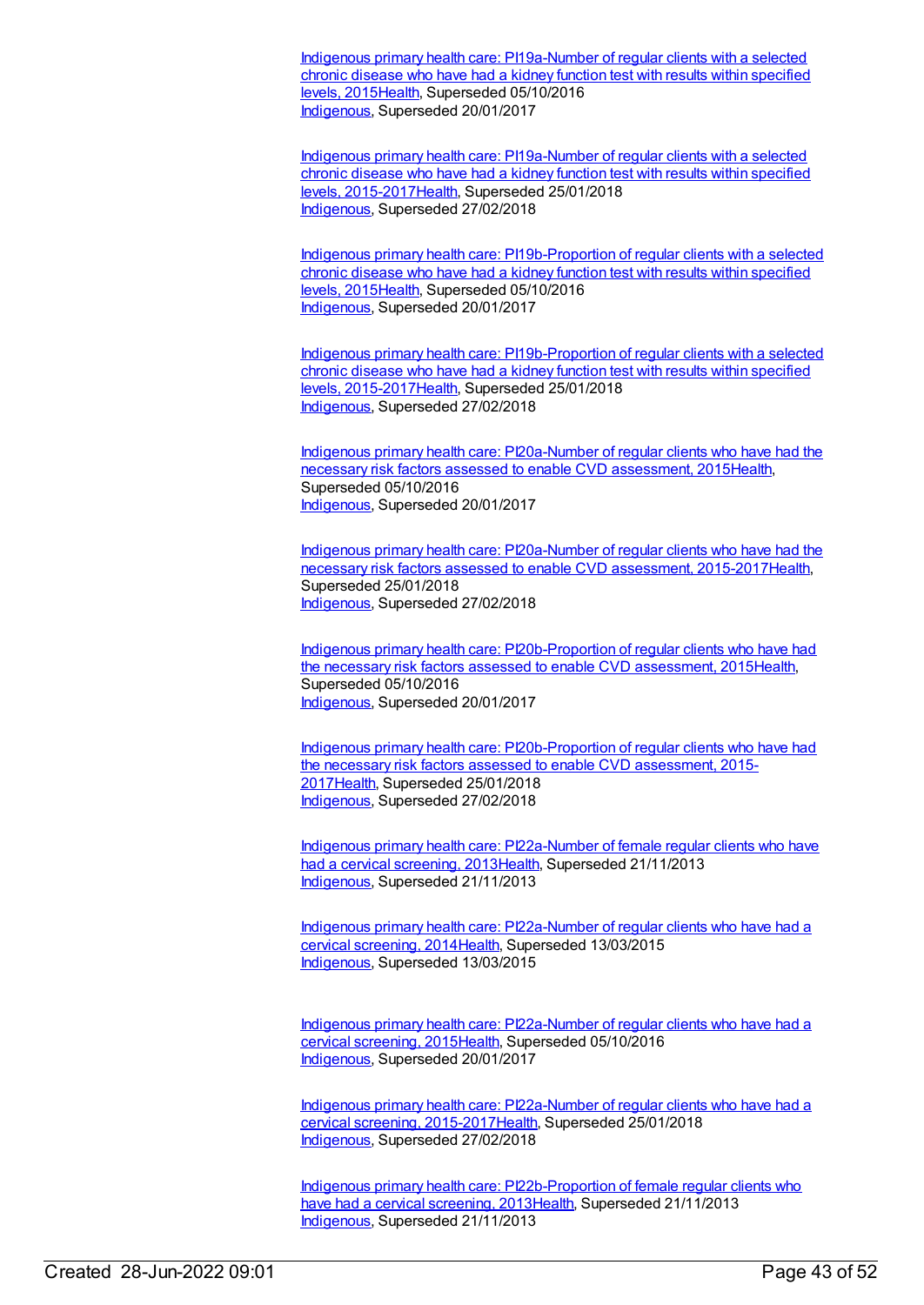Indigenous primary health care: PI19a-Number of regular clients with a selected chronic disease who have had a kidney function test with results within specified levels, 2015Health, Superseded 05/10/2016
Indigenous, Superseded 20/01/2017

Indigenous primary health care: PI19a-Number of regular clients with a selected chronic disease who have had a kidney function test with results within specified levels, 2015-2017Health, Superseded 25/01/2018
Indigenous, Superseded 27/02/2018

Indigenous primary health care: PI19b-Proportion of regular clients with a selected chronic disease who have had a kidney function test with results within specified levels, 2015Health, Superseded 05/10/2016
Indigenous, Superseded 20/01/2017

Indigenous primary health care: PI19b-Proportion of regular clients with a selected chronic disease who have had a kidney function test with results within specified levels, 2015-2017Health, Superseded 25/01/2018
Indigenous, Superseded 27/02/2018

Indigenous primary health care: PI20a-Number of regular clients who have had the necessary risk factors assessed to enable CVD assessment, 2015Health, Superseded 05/10/2016
Indigenous, Superseded 20/01/2017

Indigenous primary health care: PI20a-Number of regular clients who have had the necessary risk factors assessed to enable CVD assessment, 2015-2017Health, Superseded 25/01/2018
Indigenous, Superseded 27/02/2018

Indigenous primary health care: PI20b-Proportion of regular clients who have had the necessary risk factors assessed to enable CVD assessment, 2015Health, Superseded 05/10/2016
Indigenous, Superseded 20/01/2017

Indigenous primary health care: PI20b-Proportion of regular clients who have had the necessary risk factors assessed to enable CVD assessment, 2015-2017Health, Superseded 25/01/2018
Indigenous, Superseded 27/02/2018

Indigenous primary health care: PI22a-Number of female regular clients who have had a cervical screening, 2013Health, Superseded 21/11/2013
Indigenous, Superseded 21/11/2013

Indigenous primary health care: PI22a-Number of regular clients who have had a cervical screening, 2014Health, Superseded 13/03/2015
Indigenous, Superseded 13/03/2015

Indigenous primary health care: PI22a-Number of regular clients who have had a cervical screening, 2015Health, Superseded 05/10/2016
Indigenous, Superseded 20/01/2017

Indigenous primary health care: PI22a-Number of regular clients who have had a cervical screening, 2015-2017Health, Superseded 25/01/2018
Indigenous, Superseded 27/02/2018

Indigenous primary health care: PI22b-Proportion of female regular clients who have had a cervical screening, 2013Health, Superseded 21/11/2013
Indigenous, Superseded 21/11/2013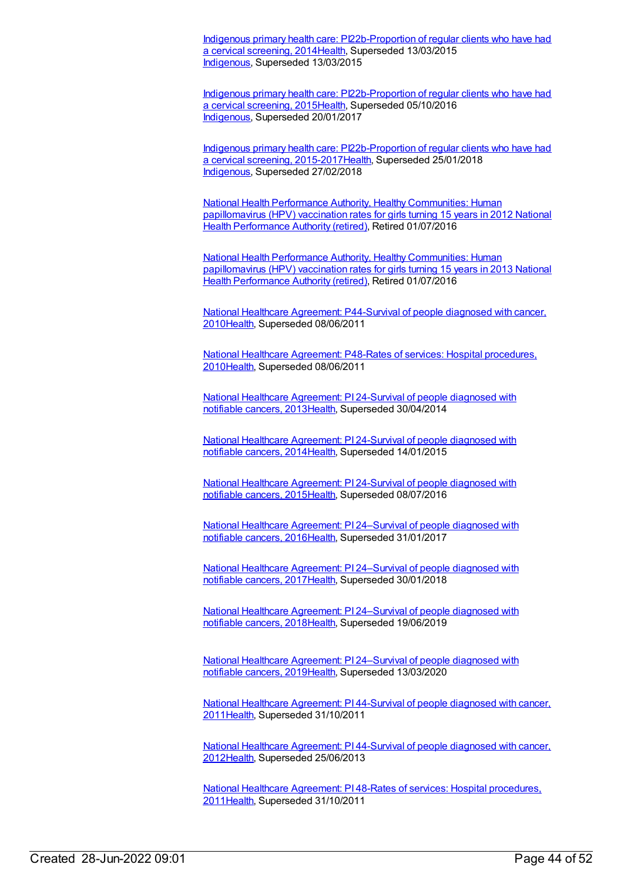Indigenous primary health care: PI22b-Proportion of regular clients who have had a cervical screening, 2014Health, Superseded 13/03/2015
Indigenous, Superseded 13/03/2015

Indigenous primary health care: PI22b-Proportion of regular clients who have had a cervical screening, 2015Health, Superseded 05/10/2016
Indigenous, Superseded 20/01/2017

Indigenous primary health care: PI22b-Proportion of regular clients who have had a cervical screening, 2015-2017Health, Superseded 25/01/2018
Indigenous, Superseded 27/02/2018

National Health Performance Authority, Healthy Communities: Human papillomavirus (HPV) vaccination rates for girls turning 15 years in 2012 National Health Performance Authority (retired), Retired 01/07/2016

National Health Performance Authority, Healthy Communities: Human papillomavirus (HPV) vaccination rates for girls turning 15 years in 2013 National Health Performance Authority (retired), Retired 01/07/2016

National Healthcare Agreement: P44-Survival of people diagnosed with cancer, 2010Health, Superseded 08/06/2011

National Healthcare Agreement: P48-Rates of services: Hospital procedures, 2010Health, Superseded 08/06/2011

National Healthcare Agreement: PI 24-Survival of people diagnosed with notifiable cancers, 2013Health, Superseded 30/04/2014

National Healthcare Agreement: PI 24-Survival of people diagnosed with notifiable cancers, 2014Health, Superseded 14/01/2015

National Healthcare Agreement: PI 24-Survival of people diagnosed with notifiable cancers, 2015Health, Superseded 08/07/2016

National Healthcare Agreement: PI 24–Survival of people diagnosed with notifiable cancers, 2016Health, Superseded 31/01/2017

National Healthcare Agreement: PI 24–Survival of people diagnosed with notifiable cancers, 2017Health, Superseded 30/01/2018

National Healthcare Agreement: PI 24–Survival of people diagnosed with notifiable cancers, 2018Health, Superseded 19/06/2019

National Healthcare Agreement: PI 24–Survival of people diagnosed with notifiable cancers, 2019Health, Superseded 13/03/2020

National Healthcare Agreement: PI 44-Survival of people diagnosed with cancer, 2011Health, Superseded 31/10/2011

National Healthcare Agreement: PI 44-Survival of people diagnosed with cancer, 2012Health, Superseded 25/06/2013

National Healthcare Agreement: PI 48-Rates of services: Hospital procedures, 2011Health, Superseded 31/10/2011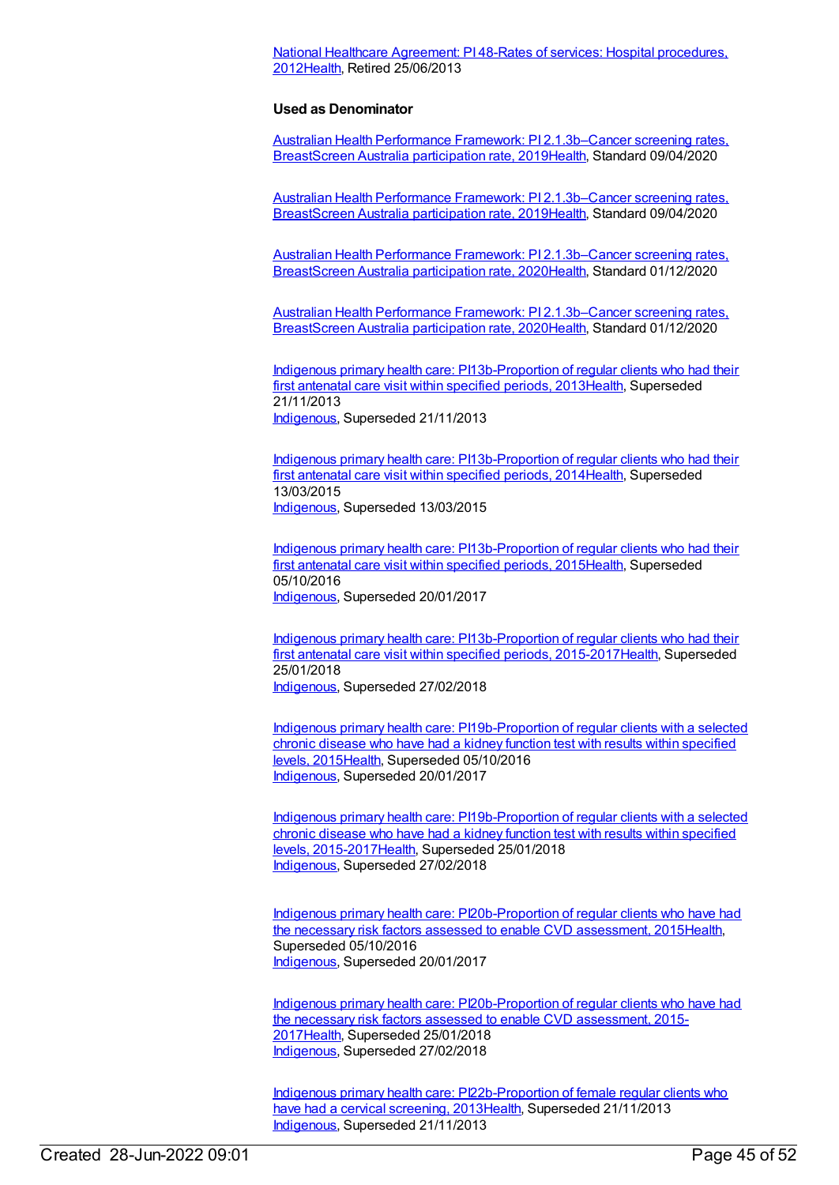National Healthcare Agreement: PI 48-Rates of services: Hospital procedures, 2012Health, Retired 25/06/2013

**Used as Denominator**

Australian Health Performance Framework: PI 2.1.3b–Cancer screening rates, BreastScreen Australia participation rate, 2019Health, Standard 09/04/2020

Australian Health Performance Framework: PI 2.1.3b–Cancer screening rates, BreastScreen Australia participation rate, 2019Health, Standard 09/04/2020

Australian Health Performance Framework: PI 2.1.3b–Cancer screening rates, BreastScreen Australia participation rate, 2020Health, Standard 01/12/2020

Australian Health Performance Framework: PI 2.1.3b–Cancer screening rates, BreastScreen Australia participation rate, 2020Health, Standard 01/12/2020

Indigenous primary health care: PI13b-Proportion of regular clients who had their first antenatal care visit within specified periods, 2013Health, Superseded 21/11/2013
Indigenous, Superseded 21/11/2013

Indigenous primary health care: PI13b-Proportion of regular clients who had their first antenatal care visit within specified periods, 2014Health, Superseded 13/03/2015
Indigenous, Superseded 13/03/2015

Indigenous primary health care: PI13b-Proportion of regular clients who had their first antenatal care visit within specified periods, 2015Health, Superseded 05/10/2016
Indigenous, Superseded 20/01/2017

Indigenous primary health care: PI13b-Proportion of regular clients who had their first antenatal care visit within specified periods, 2015-2017Health, Superseded 25/01/2018
Indigenous, Superseded 27/02/2018

Indigenous primary health care: PI19b-Proportion of regular clients with a selected chronic disease who have had a kidney function test with results within specified levels, 2015Health, Superseded 05/10/2016
Indigenous, Superseded 20/01/2017

Indigenous primary health care: PI19b-Proportion of regular clients with a selected chronic disease who have had a kidney function test with results within specified levels, 2015-2017Health, Superseded 25/01/2018
Indigenous, Superseded 27/02/2018

Indigenous primary health care: PI20b-Proportion of regular clients who have had the necessary risk factors assessed to enable CVD assessment, 2015Health, Superseded 05/10/2016
Indigenous, Superseded 20/01/2017

Indigenous primary health care: PI20b-Proportion of regular clients who have had the necessary risk factors assessed to enable CVD assessment, 2015-2017Health, Superseded 25/01/2018
Indigenous, Superseded 27/02/2018

Indigenous primary health care: PI22b-Proportion of female regular clients who have had a cervical screening, 2013Health, Superseded 21/11/2013
Indigenous, Superseded 21/11/2013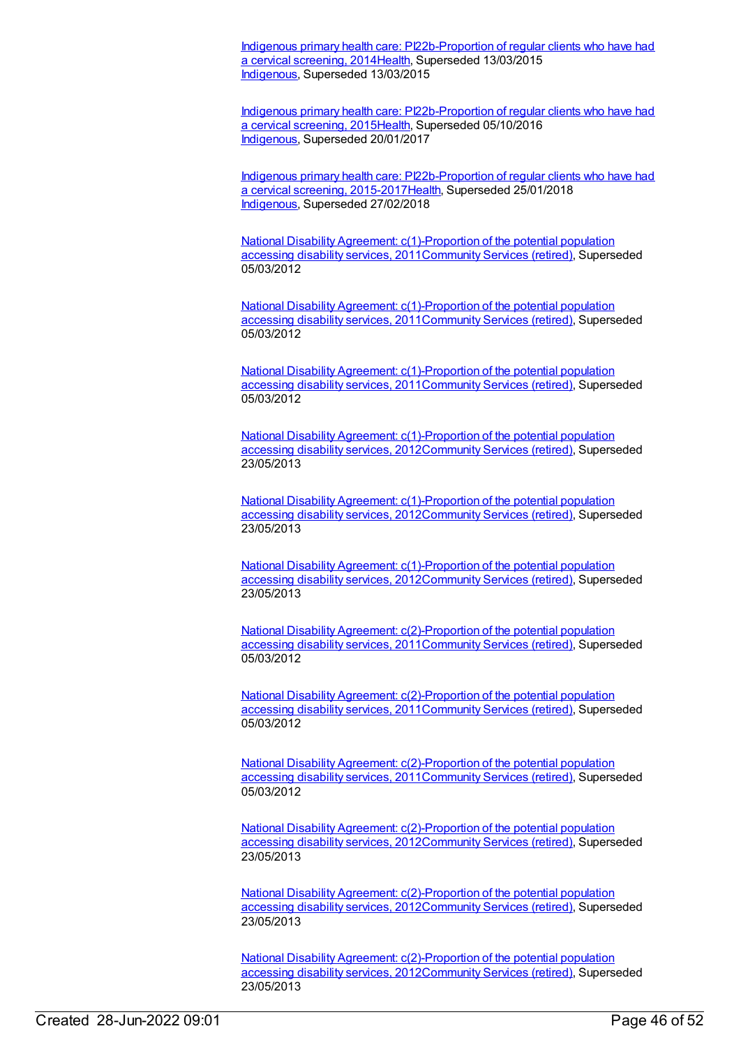[Indigenous primary health care: PI22b-Proportion of regular clients who have had a cervical screening, 2014](#)[Health](#), Superseded 13/03/2015
[Indigenous](#), Superseded 13/03/2015

[Indigenous primary health care: PI22b-Proportion of regular clients who have had a cervical screening, 2015](#)[Health](#), Superseded 05/10/2016
[Indigenous](#), Superseded 20/01/2017

[Indigenous primary health care: PI22b-Proportion of regular clients who have had a cervical screening, 2015-2017](#)[Health](#), Superseded 25/01/2018
[Indigenous](#), Superseded 27/02/2018

[National Disability Agreement: c(1)-Proportion of the potential population accessing disability services, 2011](#)[Community Services (retired)](#), Superseded 05/03/2012

[National Disability Agreement: c(1)-Proportion of the potential population accessing disability services, 2011](#)[Community Services (retired)](#), Superseded 05/03/2012

[National Disability Agreement: c(1)-Proportion of the potential population accessing disability services, 2011](#)[Community Services (retired)](#), Superseded 05/03/2012

[National Disability Agreement: c(1)-Proportion of the potential population accessing disability services, 2012](#)[Community Services (retired)](#), Superseded 23/05/2013

[National Disability Agreement: c(1)-Proportion of the potential population accessing disability services, 2012](#)[Community Services (retired)](#), Superseded 23/05/2013

[National Disability Agreement: c(1)-Proportion of the potential population accessing disability services, 2012](#)[Community Services (retired)](#), Superseded 23/05/2013

[National Disability Agreement: c(2)-Proportion of the potential population accessing disability services, 2011](#)[Community Services (retired)](#), Superseded 05/03/2012

[National Disability Agreement: c(2)-Proportion of the potential population accessing disability services, 2011](#)[Community Services (retired)](#), Superseded 05/03/2012

[National Disability Agreement: c(2)-Proportion of the potential population accessing disability services, 2011](#)[Community Services (retired)](#), Superseded 05/03/2012

[National Disability Agreement: c(2)-Proportion of the potential population accessing disability services, 2012](#)[Community Services (retired)](#), Superseded 23/05/2013

[National Disability Agreement: c(2)-Proportion of the potential population accessing disability services, 2012](#)[Community Services (retired)](#), Superseded 23/05/2013

[National Disability Agreement: c(2)-Proportion of the potential population accessing disability services, 2012](#)[Community Services (retired)](#), Superseded 23/05/2013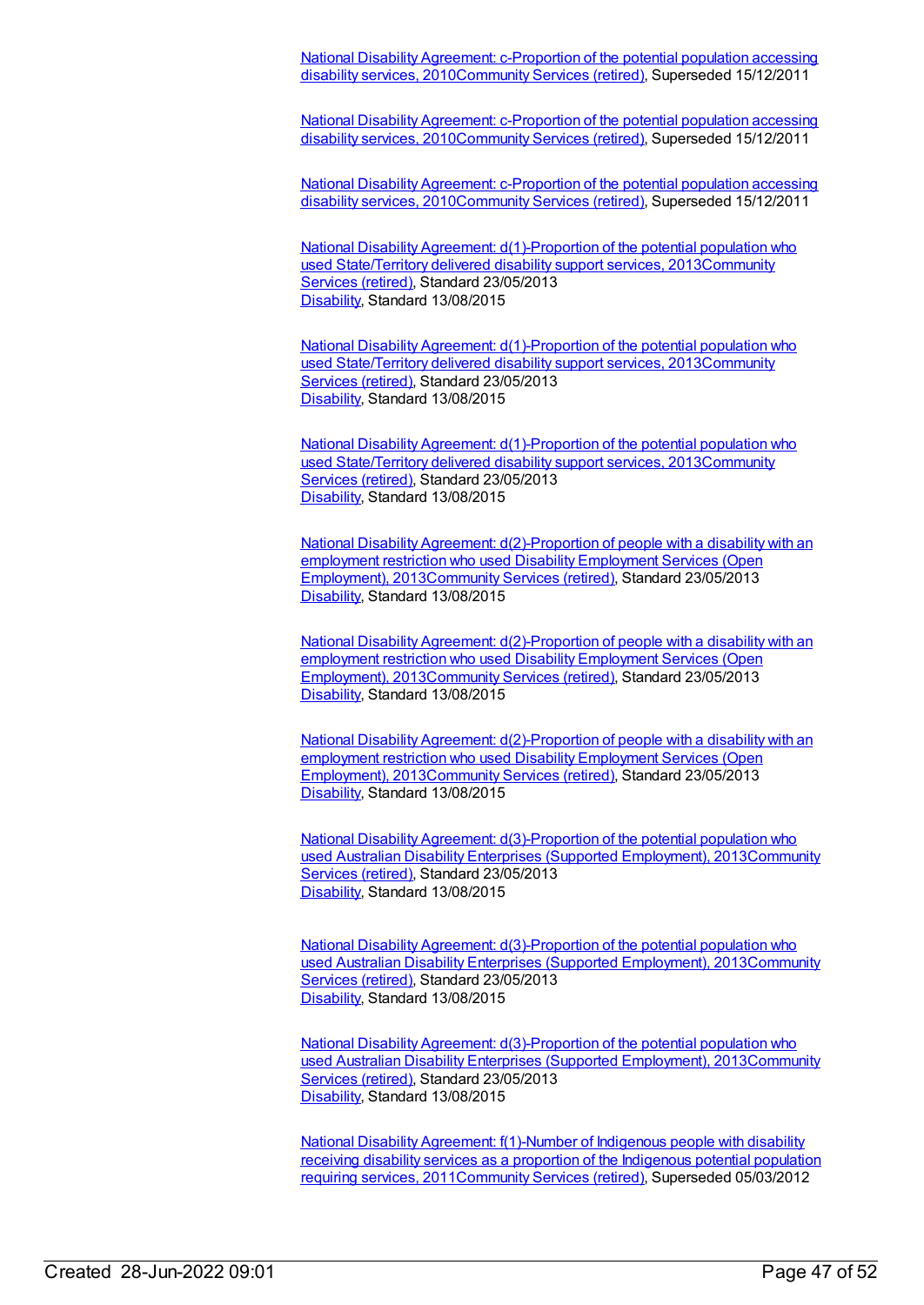National Disability Agreement: c-Proportion of the potential population accessing disability services, 2010Community Services (retired), Superseded 15/12/2011

National Disability Agreement: c-Proportion of the potential population accessing disability services, 2010Community Services (retired), Superseded 15/12/2011

National Disability Agreement: c-Proportion of the potential population accessing disability services, 2010Community Services (retired), Superseded 15/12/2011

National Disability Agreement: d(1)-Proportion of the potential population who used State/Territory delivered disability support services, 2013Community Services (retired), Standard 23/05/2013
Disability, Standard 13/08/2015

National Disability Agreement: d(1)-Proportion of the potential population who used State/Territory delivered disability support services, 2013Community Services (retired), Standard 23/05/2013
Disability, Standard 13/08/2015

National Disability Agreement: d(1)-Proportion of the potential population who used State/Territory delivered disability support services, 2013Community Services (retired), Standard 23/05/2013
Disability, Standard 13/08/2015

National Disability Agreement: d(2)-Proportion of people with a disability with an employment restriction who used Disability Employment Services (Open Employment), 2013Community Services (retired), Standard 23/05/2013
Disability, Standard 13/08/2015

National Disability Agreement: d(2)-Proportion of people with a disability with an employment restriction who used Disability Employment Services (Open Employment), 2013Community Services (retired), Standard 23/05/2013
Disability, Standard 13/08/2015

National Disability Agreement: d(2)-Proportion of people with a disability with an employment restriction who used Disability Employment Services (Open Employment), 2013Community Services (retired), Standard 23/05/2013
Disability, Standard 13/08/2015

National Disability Agreement: d(3)-Proportion of the potential population who used Australian Disability Enterprises (Supported Employment), 2013Community Services (retired), Standard 23/05/2013
Disability, Standard 13/08/2015

National Disability Agreement: d(3)-Proportion of the potential population who used Australian Disability Enterprises (Supported Employment), 2013Community Services (retired), Standard 23/05/2013
Disability, Standard 13/08/2015

National Disability Agreement: d(3)-Proportion of the potential population who used Australian Disability Enterprises (Supported Employment), 2013Community Services (retired), Standard 23/05/2013
Disability, Standard 13/08/2015

National Disability Agreement: f(1)-Number of Indigenous people with disability receiving disability services as a proportion of the Indigenous potential population requiring services, 2011Community Services (retired), Superseded 05/03/2012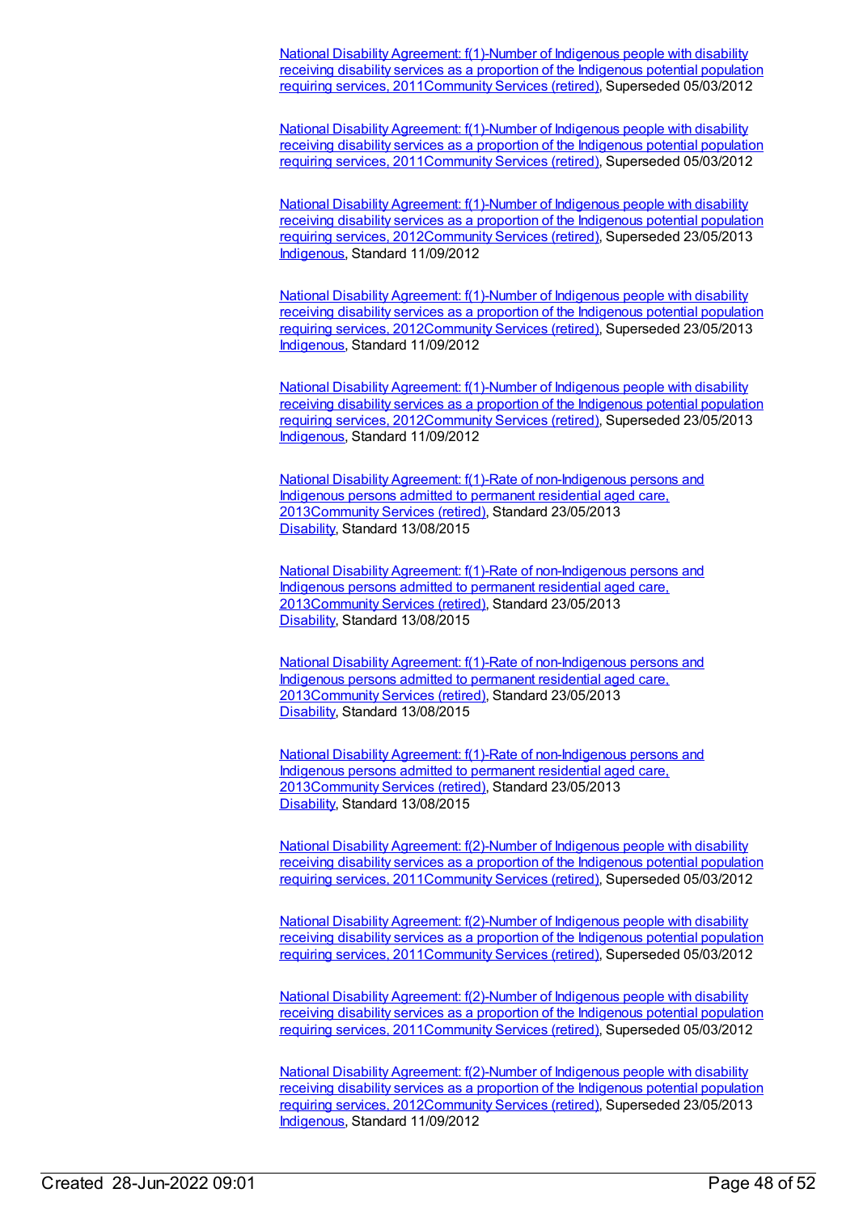National Disability Agreement: f(1)-Number of Indigenous people with disability receiving disability services as a proportion of the Indigenous potential population requiring services, 2011Community Services (retired), Superseded 05/03/2012

National Disability Agreement: f(1)-Number of Indigenous people with disability receiving disability services as a proportion of the Indigenous potential population requiring services, 2011Community Services (retired), Superseded 05/03/2012

National Disability Agreement: f(1)-Number of Indigenous people with disability receiving disability services as a proportion of the Indigenous potential population requiring services, 2012Community Services (retired), Superseded 23/05/2013
Indigenous, Standard 11/09/2012

National Disability Agreement: f(1)-Number of Indigenous people with disability receiving disability services as a proportion of the Indigenous potential population requiring services, 2012Community Services (retired), Superseded 23/05/2013
Indigenous, Standard 11/09/2012

National Disability Agreement: f(1)-Number of Indigenous people with disability receiving disability services as a proportion of the Indigenous potential population requiring services, 2012Community Services (retired), Superseded 23/05/2013
Indigenous, Standard 11/09/2012

National Disability Agreement: f(1)-Rate of non-Indigenous persons and Indigenous persons admitted to permanent residential aged care, 2013Community Services (retired), Standard 23/05/2013
Disability, Standard 13/08/2015

National Disability Agreement: f(1)-Rate of non-Indigenous persons and Indigenous persons admitted to permanent residential aged care, 2013Community Services (retired), Standard 23/05/2013
Disability, Standard 13/08/2015

National Disability Agreement: f(1)-Rate of non-Indigenous persons and Indigenous persons admitted to permanent residential aged care, 2013Community Services (retired), Standard 23/05/2013
Disability, Standard 13/08/2015

National Disability Agreement: f(1)-Rate of non-Indigenous persons and Indigenous persons admitted to permanent residential aged care, 2013Community Services (retired), Standard 23/05/2013
Disability, Standard 13/08/2015

National Disability Agreement: f(2)-Number of Indigenous people with disability receiving disability services as a proportion of the Indigenous potential population requiring services, 2011Community Services (retired), Superseded 05/03/2012

National Disability Agreement: f(2)-Number of Indigenous people with disability receiving disability services as a proportion of the Indigenous potential population requiring services, 2011Community Services (retired), Superseded 05/03/2012

National Disability Agreement: f(2)-Number of Indigenous people with disability receiving disability services as a proportion of the Indigenous potential population requiring services, 2011Community Services (retired), Superseded 05/03/2012

National Disability Agreement: f(2)-Number of Indigenous people with disability receiving disability services as a proportion of the Indigenous potential population requiring services, 2012Community Services (retired), Superseded 23/05/2013
Indigenous, Standard 11/09/2012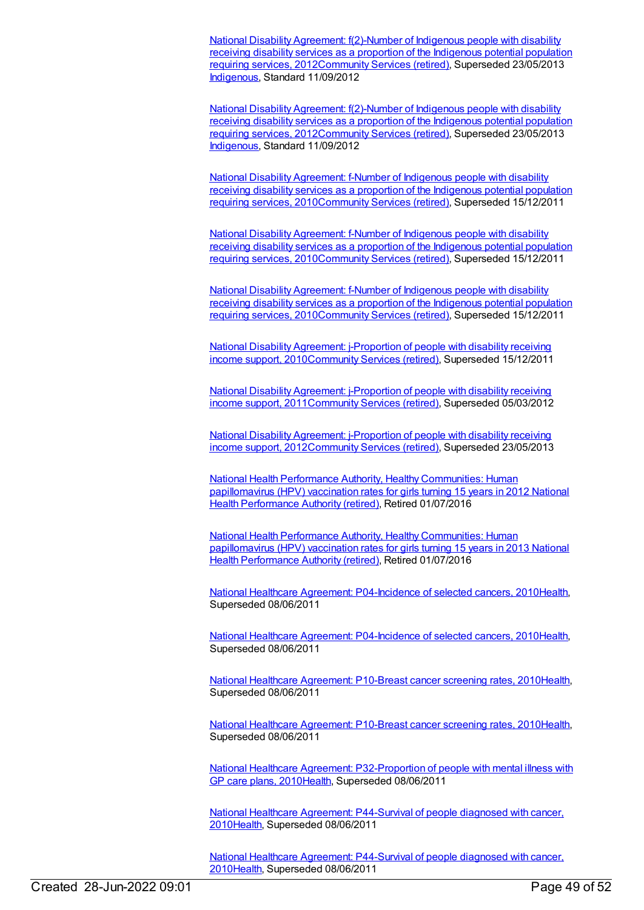National Disability Agreement: f(2)-Number of Indigenous people with disability receiving disability services as a proportion of the Indigenous potential population requiring services, 2012Community Services (retired), Superseded 23/05/2013
Indigenous, Standard 11/09/2012

National Disability Agreement: f(2)-Number of Indigenous people with disability receiving disability services as a proportion of the Indigenous potential population requiring services, 2012Community Services (retired), Superseded 23/05/2013
Indigenous, Standard 11/09/2012

National Disability Agreement: f-Number of Indigenous people with disability receiving disability services as a proportion of the Indigenous potential population requiring services, 2010Community Services (retired), Superseded 15/12/2011

National Disability Agreement: f-Number of Indigenous people with disability receiving disability services as a proportion of the Indigenous potential population requiring services, 2010Community Services (retired), Superseded 15/12/2011

National Disability Agreement: f-Number of Indigenous people with disability receiving disability services as a proportion of the Indigenous potential population requiring services, 2010Community Services (retired), Superseded 15/12/2011

National Disability Agreement: j-Proportion of people with disability receiving income support, 2010Community Services (retired), Superseded 15/12/2011

National Disability Agreement: j-Proportion of people with disability receiving income support, 2011Community Services (retired), Superseded 05/03/2012

National Disability Agreement: j-Proportion of people with disability receiving income support, 2012Community Services (retired), Superseded 23/05/2013

National Health Performance Authority, Healthy Communities: Human papillomavirus (HPV) vaccination rates for girls turning 15 years in 2012 National Health Performance Authority (retired), Retired 01/07/2016

National Health Performance Authority, Healthy Communities: Human papillomavirus (HPV) vaccination rates for girls turning 15 years in 2013 National Health Performance Authority (retired), Retired 01/07/2016

National Healthcare Agreement: P04-Incidence of selected cancers, 2010Health, Superseded 08/06/2011

National Healthcare Agreement: P04-Incidence of selected cancers, 2010Health, Superseded 08/06/2011

National Healthcare Agreement: P10-Breast cancer screening rates, 2010Health, Superseded 08/06/2011

National Healthcare Agreement: P10-Breast cancer screening rates, 2010Health, Superseded 08/06/2011

National Healthcare Agreement: P32-Proportion of people with mental illness with GP care plans, 2010Health, Superseded 08/06/2011

National Healthcare Agreement: P44-Survival of people diagnosed with cancer, 2010Health, Superseded 08/06/2011

National Healthcare Agreement: P44-Survival of people diagnosed with cancer, 2010Health, Superseded 08/06/2011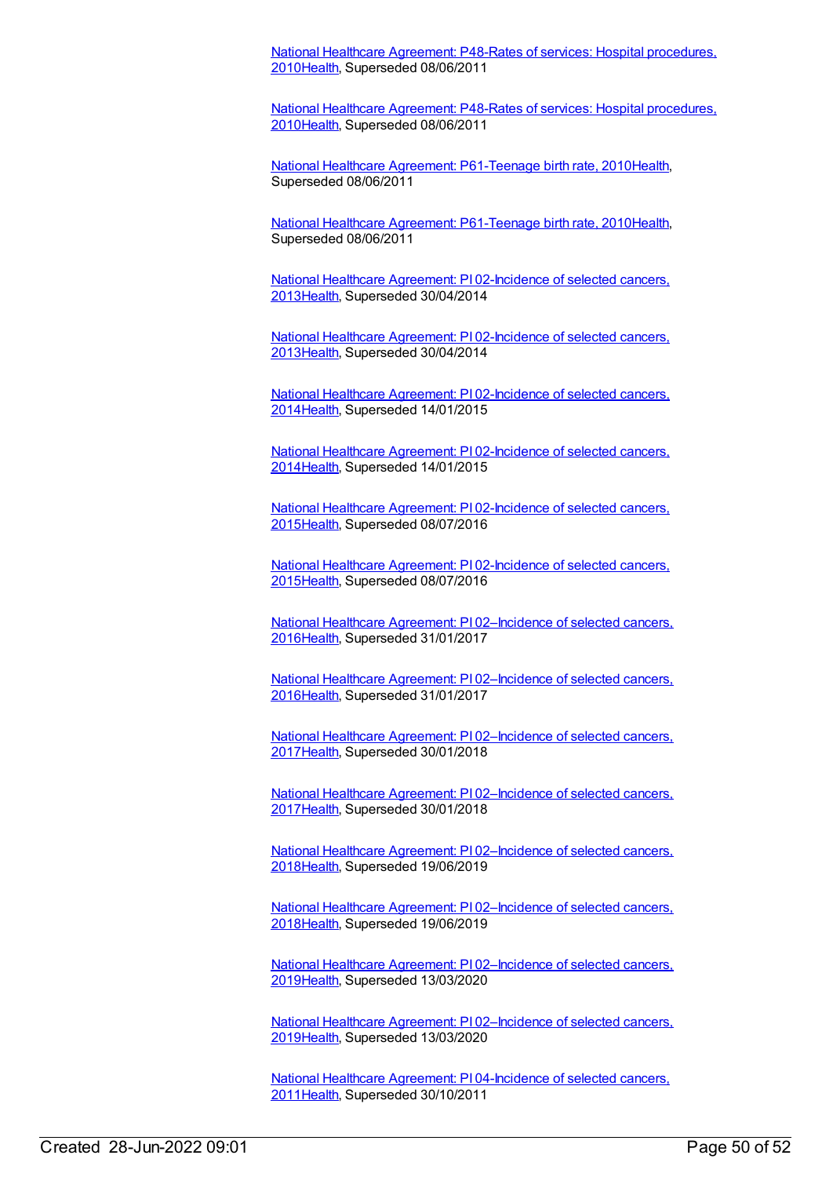National Healthcare Agreement: P48-Rates of services: Hospital procedures, 2010Health, Superseded 08/06/2011

National Healthcare Agreement: P48-Rates of services: Hospital procedures, 2010Health, Superseded 08/06/2011

National Healthcare Agreement: P61-Teenage birth rate, 2010Health, Superseded 08/06/2011

National Healthcare Agreement: P61-Teenage birth rate, 2010Health, Superseded 08/06/2011

National Healthcare Agreement: PI 02-Incidence of selected cancers, 2013Health, Superseded 30/04/2014

National Healthcare Agreement: PI 02-Incidence of selected cancers, 2013Health, Superseded 30/04/2014

National Healthcare Agreement: PI 02-Incidence of selected cancers, 2014Health, Superseded 14/01/2015

National Healthcare Agreement: PI 02-Incidence of selected cancers, 2014Health, Superseded 14/01/2015

National Healthcare Agreement: PI 02-Incidence of selected cancers, 2015Health, Superseded 08/07/2016

National Healthcare Agreement: PI 02-Incidence of selected cancers, 2015Health, Superseded 08/07/2016

National Healthcare Agreement: PI 02–Incidence of selected cancers, 2016Health, Superseded 31/01/2017

National Healthcare Agreement: PI 02–Incidence of selected cancers, 2016Health, Superseded 31/01/2017

National Healthcare Agreement: PI 02–Incidence of selected cancers, 2017Health, Superseded 30/01/2018

National Healthcare Agreement: PI 02–Incidence of selected cancers, 2017Health, Superseded 30/01/2018

National Healthcare Agreement: PI 02–Incidence of selected cancers, 2018Health, Superseded 19/06/2019

National Healthcare Agreement: PI 02–Incidence of selected cancers, 2018Health, Superseded 19/06/2019

National Healthcare Agreement: PI 02–Incidence of selected cancers, 2019Health, Superseded 13/03/2020

National Healthcare Agreement: PI 02–Incidence of selected cancers, 2019Health, Superseded 13/03/2020

National Healthcare Agreement: PI 04-Incidence of selected cancers, 2011Health, Superseded 30/10/2011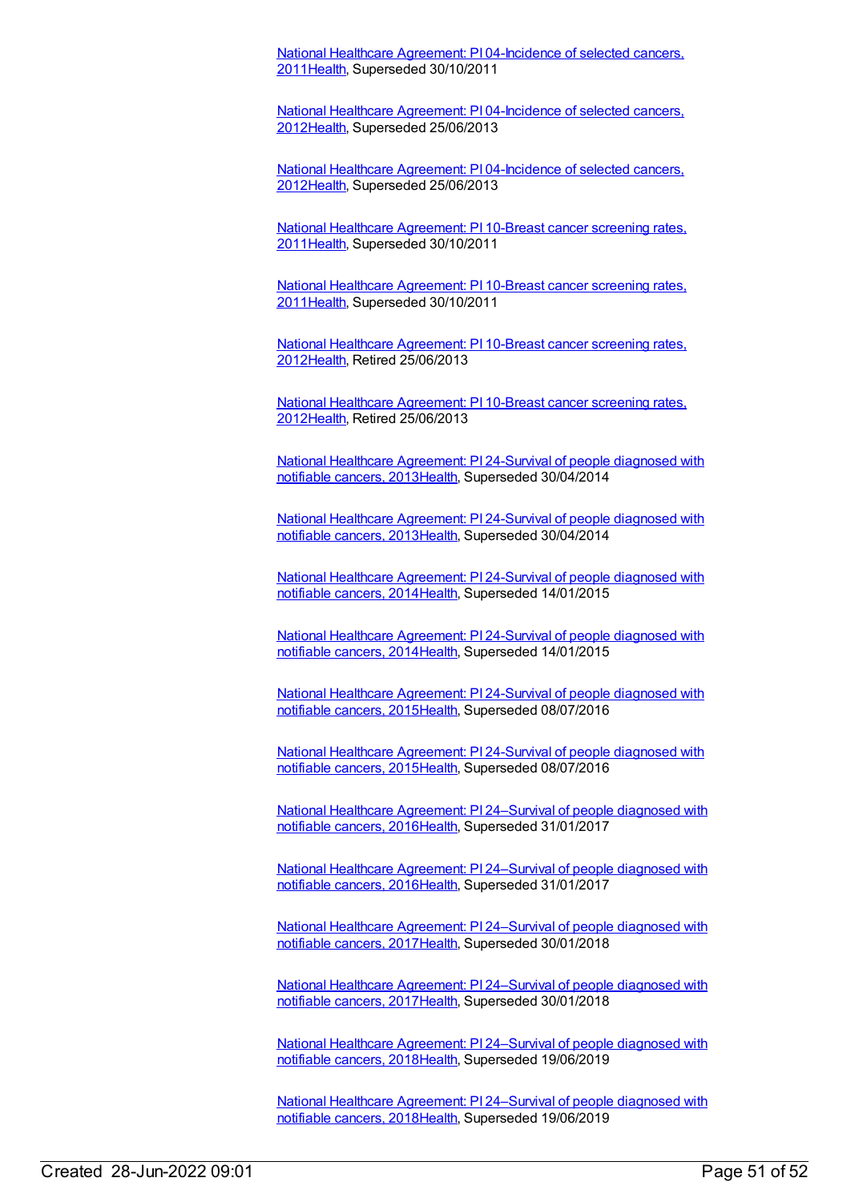National Healthcare Agreement: PI 04-Incidence of selected cancers, 2011Health, Superseded 30/10/2011

National Healthcare Agreement: PI 04-Incidence of selected cancers, 2012Health, Superseded 25/06/2013

National Healthcare Agreement: PI 04-Incidence of selected cancers, 2012Health, Superseded 25/06/2013

National Healthcare Agreement: PI 10-Breast cancer screening rates, 2011Health, Superseded 30/10/2011

National Healthcare Agreement: PI 10-Breast cancer screening rates, 2011Health, Superseded 30/10/2011

National Healthcare Agreement: PI 10-Breast cancer screening rates, 2012Health, Retired 25/06/2013

National Healthcare Agreement: PI 10-Breast cancer screening rates, 2012Health, Retired 25/06/2013

National Healthcare Agreement: PI 24-Survival of people diagnosed with notifiable cancers, 2013Health, Superseded 30/04/2014

National Healthcare Agreement: PI 24-Survival of people diagnosed with notifiable cancers, 2013Health, Superseded 30/04/2014

National Healthcare Agreement: PI 24-Survival of people diagnosed with notifiable cancers, 2014Health, Superseded 14/01/2015

National Healthcare Agreement: PI 24-Survival of people diagnosed with notifiable cancers, 2014Health, Superseded 14/01/2015

National Healthcare Agreement: PI 24-Survival of people diagnosed with notifiable cancers, 2015Health, Superseded 08/07/2016

National Healthcare Agreement: PI 24-Survival of people diagnosed with notifiable cancers, 2015Health, Superseded 08/07/2016

National Healthcare Agreement: PI 24–Survival of people diagnosed with notifiable cancers, 2016Health, Superseded 31/01/2017

National Healthcare Agreement: PI 24–Survival of people diagnosed with notifiable cancers, 2016Health, Superseded 31/01/2017

National Healthcare Agreement: PI 24–Survival of people diagnosed with notifiable cancers, 2017Health, Superseded 30/01/2018

National Healthcare Agreement: PI 24–Survival of people diagnosed with notifiable cancers, 2017Health, Superseded 30/01/2018

National Healthcare Agreement: PI 24–Survival of people diagnosed with notifiable cancers, 2018Health, Superseded 19/06/2019

National Healthcare Agreement: PI 24–Survival of people diagnosed with notifiable cancers, 2018Health, Superseded 19/06/2019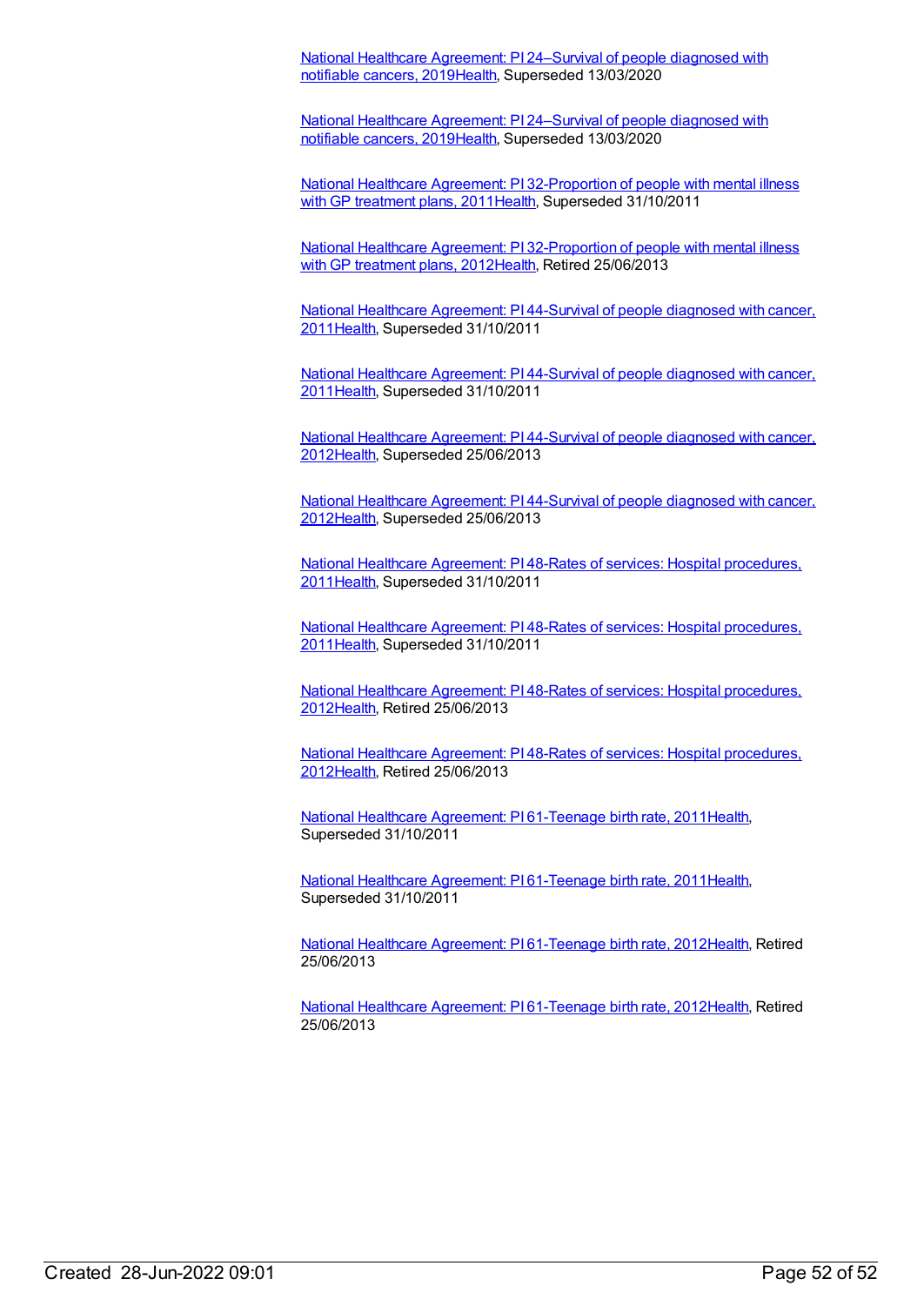National Healthcare Agreement: PI 24–Survival of people diagnosed with notifiable cancers, 2019Health, Superseded 13/03/2020

National Healthcare Agreement: PI 24–Survival of people diagnosed with notifiable cancers, 2019Health, Superseded 13/03/2020

National Healthcare Agreement: PI 32-Proportion of people with mental illness with GP treatment plans, 2011Health, Superseded 31/10/2011

National Healthcare Agreement: PI 32-Proportion of people with mental illness with GP treatment plans, 2012Health, Retired 25/06/2013

National Healthcare Agreement: PI 44-Survival of people diagnosed with cancer, 2011Health, Superseded 31/10/2011

National Healthcare Agreement: PI 44-Survival of people diagnosed with cancer, 2011Health, Superseded 31/10/2011

National Healthcare Agreement: PI 44-Survival of people diagnosed with cancer, 2012Health, Superseded 25/06/2013

National Healthcare Agreement: PI 44-Survival of people diagnosed with cancer, 2012Health, Superseded 25/06/2013

National Healthcare Agreement: PI 48-Rates of services: Hospital procedures, 2011Health, Superseded 31/10/2011

National Healthcare Agreement: PI 48-Rates of services: Hospital procedures, 2011Health, Superseded 31/10/2011

National Healthcare Agreement: PI 48-Rates of services: Hospital procedures, 2012Health, Retired 25/06/2013

National Healthcare Agreement: PI 48-Rates of services: Hospital procedures, 2012Health, Retired 25/06/2013

National Healthcare Agreement: PI 61-Teenage birth rate, 2011Health, Superseded 31/10/2011

National Healthcare Agreement: PI 61-Teenage birth rate, 2011Health, Superseded 31/10/2011

National Healthcare Agreement: PI 61-Teenage birth rate, 2012Health, Retired 25/06/2013

National Healthcare Agreement: PI 61-Teenage birth rate, 2012Health, Retired 25/06/2013